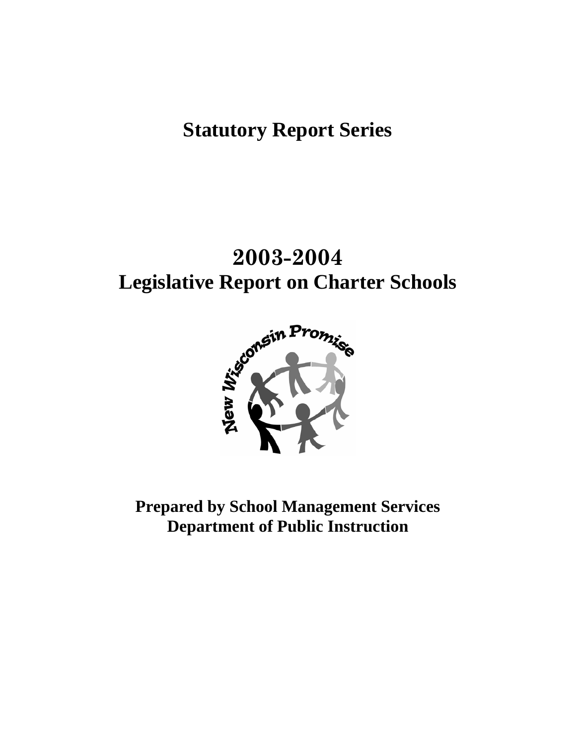# Statutory Report Series

# 2003-2004
# Legislative Report on Charter Schools

**Prepared by School Management Services**
**Department of Public Instruction**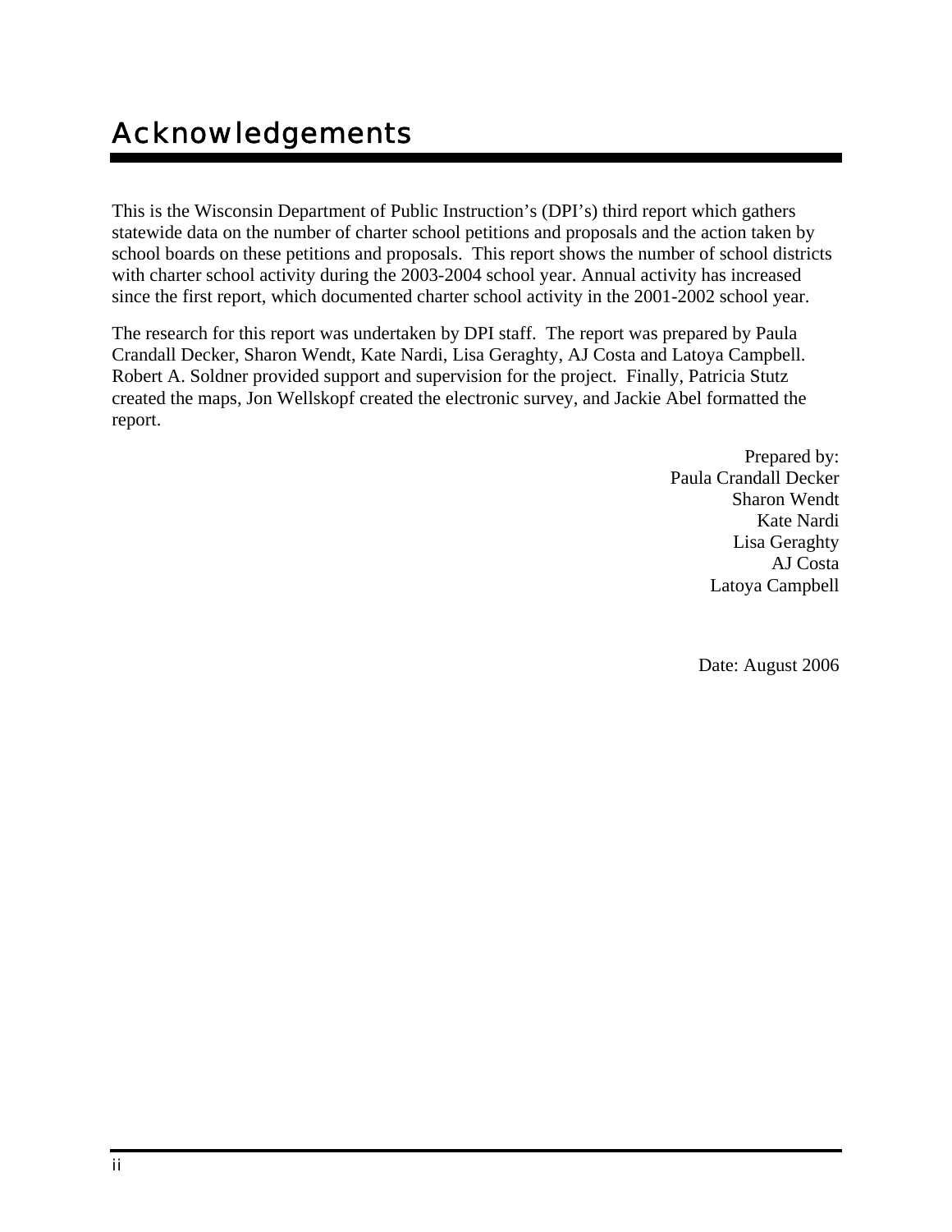# Acknowledgements

This is the Wisconsin Department of Public Instruction's (DPI's) third report which gathers statewide data on the number of charter school petitions and proposals and the action taken by school boards on these petitions and proposals. This report shows the number of school districts with charter school activity during the 2003-2004 school year. Annual activity has increased since the first report, which documented charter school activity in the 2001-2002 school year.

The research for this report was undertaken by DPI staff. The report was prepared by Paula Crandall Decker, Sharon Wendt, Kate Nardi, Lisa Geraghty, AJ Costa and Latoya Campbell. Robert A. Soldner provided support and supervision for the project. Finally, Patricia Stutz created the maps, Jon Wellskopf created the electronic survey, and Jackie Abel formatted the report.

Prepared by:
Paula Crandall Decker
Sharon Wendt
Kate Nardi
Lisa Geraghty
AJ Costa
Latoya Campbell

Date: August 2006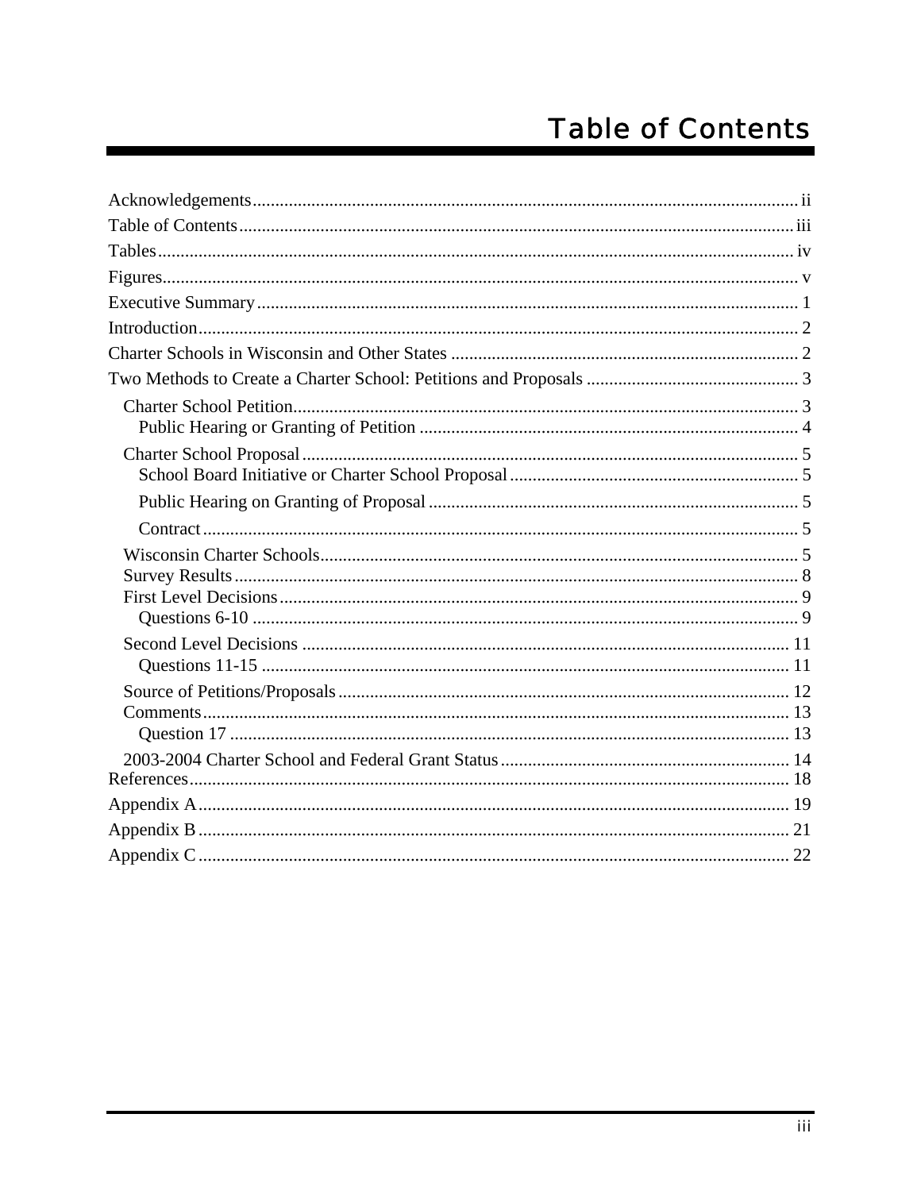# Table of Contents

Acknowledgements ........ ii
Table of Contents ........ iii
Tables ........ iv
Figures ........ v
Executive Summary ........ 1
Introduction ........ 2
Charter Schools in Wisconsin and Other States ........ 2
Two Methods to Create a Charter School: Petitions and Proposals ........ 3
- Charter School Petition ........ 3
  - Public Hearing or Granting of Petition ........ 4
- Charter School Proposal ........ 5
  - School Board Initiative or Charter School Proposal ........ 5
  - Public Hearing on Granting of Proposal ........ 5
  - Contract ........ 5
- Wisconsin Charter Schools ........ 5
- Survey Results ........ 8
- First Level Decisions ........ 9
  - Questions 6-10 ........ 9
- Second Level Decisions ........ 11
  - Questions 11-15 ........ 11
- Source of Petitions/Proposals ........ 12
- Comments ........ 13
  - Question 17 ........ 13
- 2003-2004 Charter School and Federal Grant Status ........ 14

References ........ 18
Appendix A ........ 19
Appendix B ........ 21
Appendix C ........ 22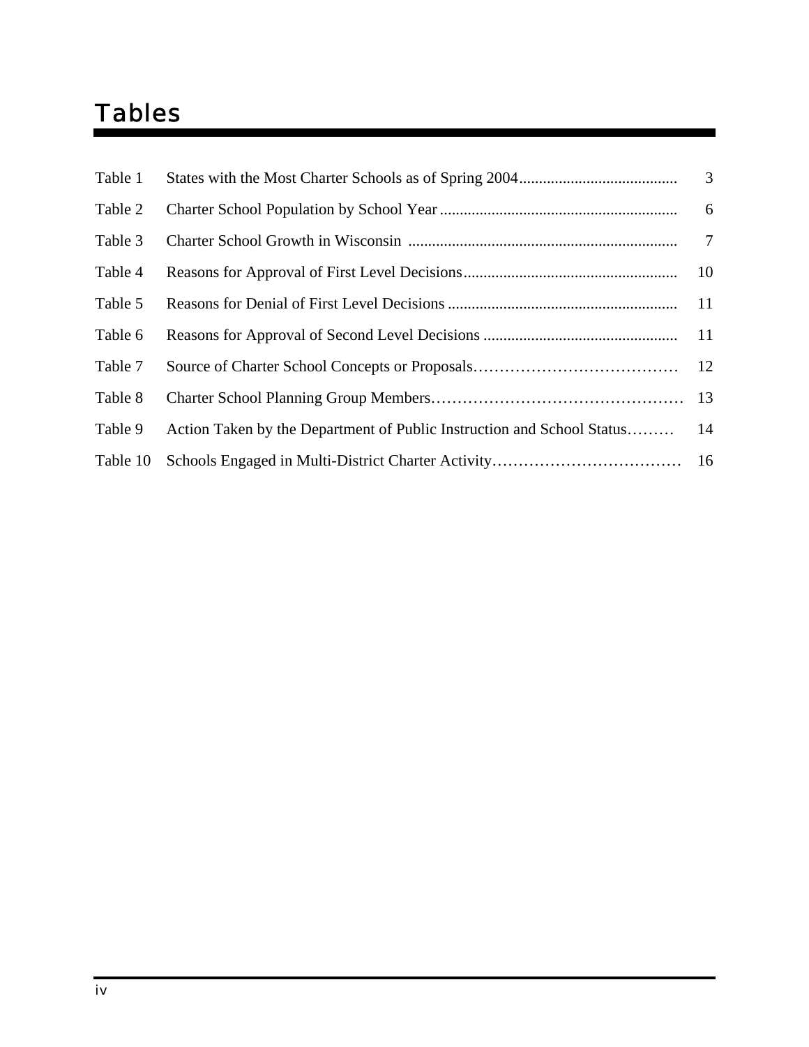# Tables

| | | |
|---|---|---|
| Table 1 | States with the Most Charter Schools as of Spring 2004 | 3 |
| Table 2 | Charter School Population by School Year | 6 |
| Table 3 | Charter School Growth in Wisconsin | 7 |
| Table 4 | Reasons for Approval of First Level Decisions | 10 |
| Table 5 | Reasons for Denial of First Level Decisions | 11 |
| Table 6 | Reasons for Approval of Second Level Decisions | 11 |
| Table 7 | Source of Charter School Concepts or Proposals | 12 |
| Table 8 | Charter School Planning Group Members | 13 |
| Table 9 | Action Taken by the Department of Public Instruction and School Status | 14 |
| Table 10 | Schools Engaged in Multi-District Charter Activity | 16 |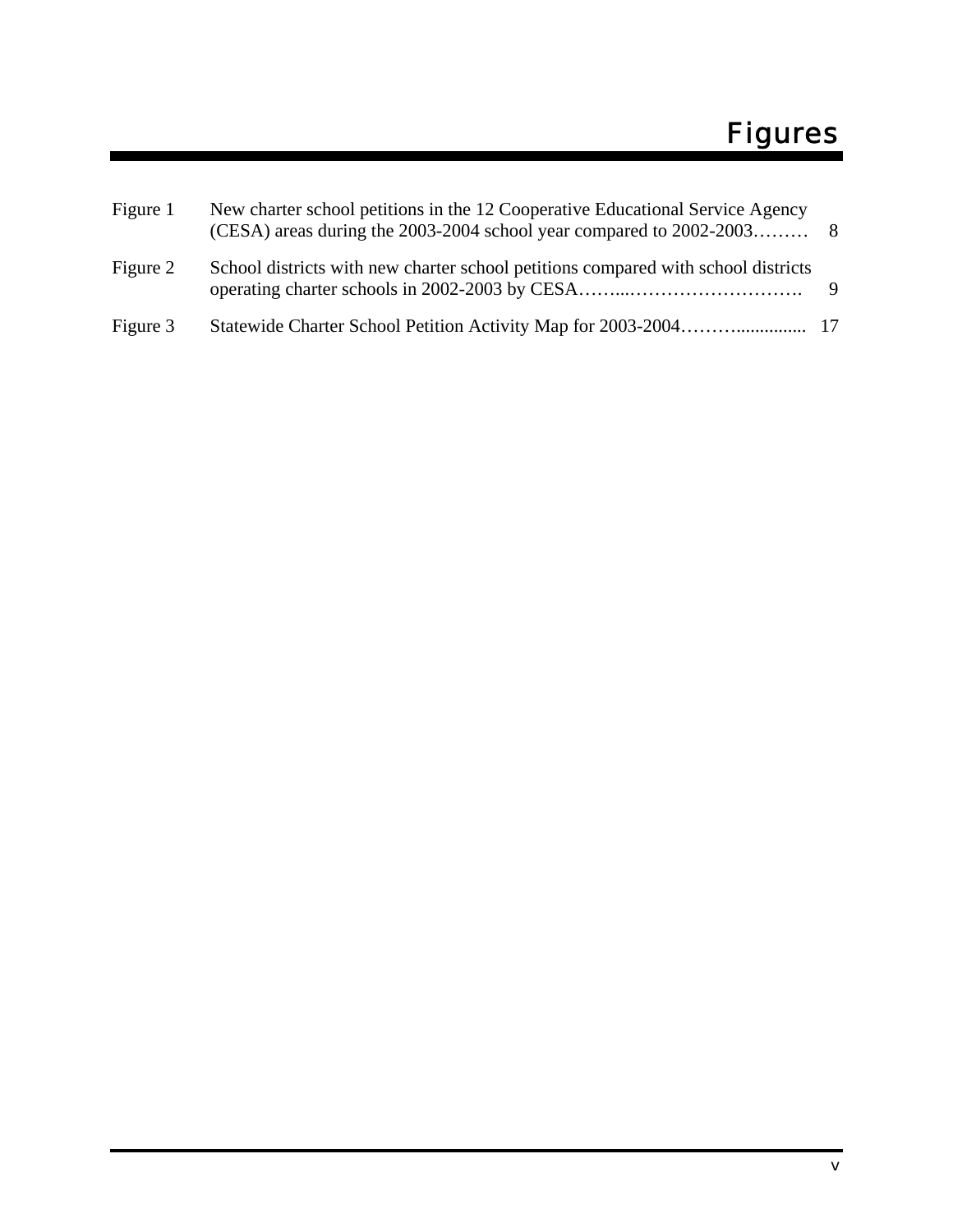# Figures

| | | |
|---|---|---|
| Figure 1 | New charter school petitions in the 12 Cooperative Educational Service Agency (CESA) areas during the 2003-2004 school year compared to 2002-2003……… | 8 |
| Figure 2 | School districts with new charter school petitions compared with school districts operating charter schools in 2002-2003 by CESA……...………………………. | 9 |
| Figure 3 | Statewide Charter School Petition Activity Map for 2003-2004………............... | 17 |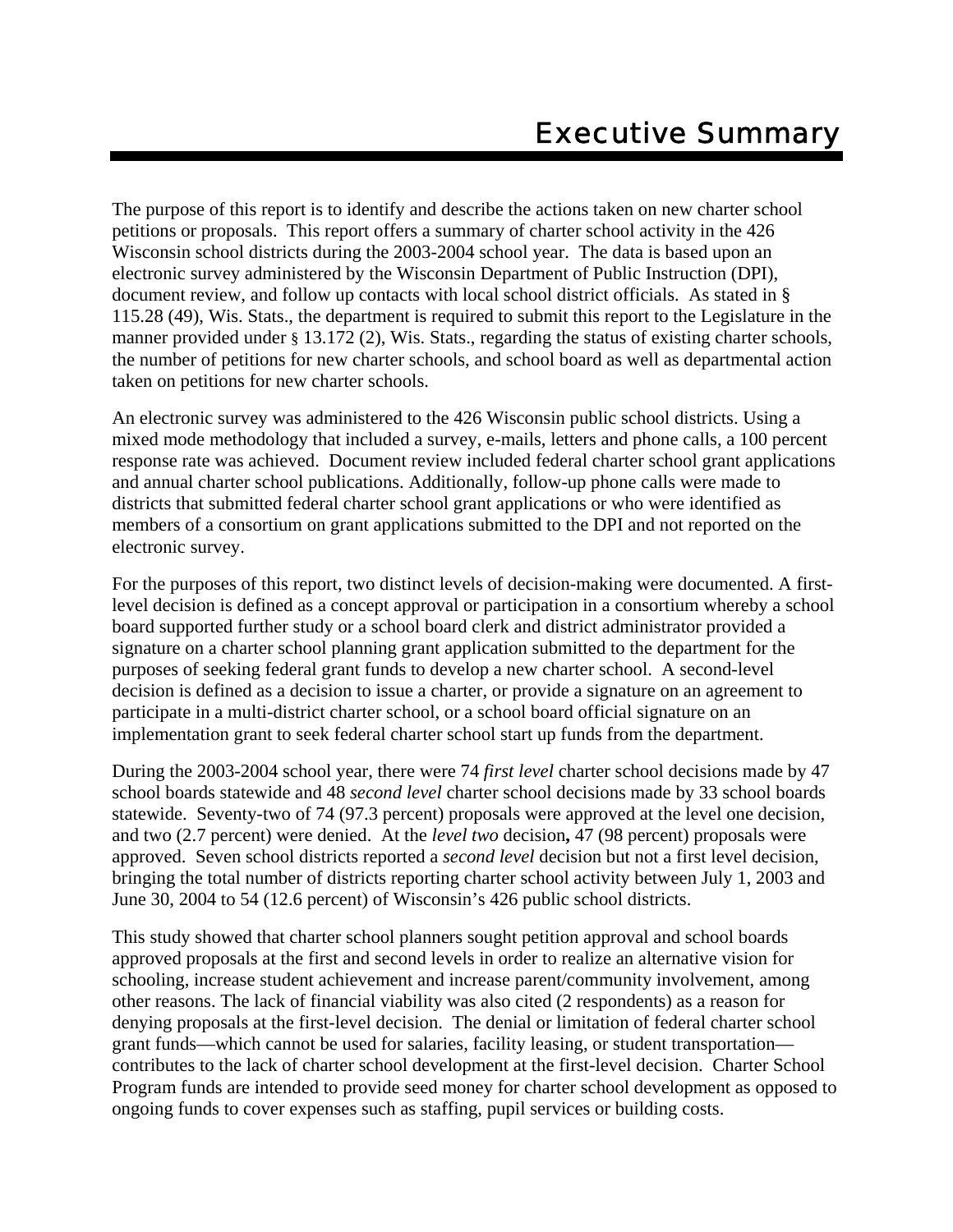# Executive Summary

The purpose of this report is to identify and describe the actions taken on new charter school petitions or proposals. This report offers a summary of charter school activity in the 426 Wisconsin school districts during the 2003-2004 school year. The data is based upon an electronic survey administered by the Wisconsin Department of Public Instruction (DPI), document review, and follow up contacts with local school district officials. As stated in § 115.28 (49), Wis. Stats., the department is required to submit this report to the Legislature in the manner provided under § 13.172 (2), Wis. Stats., regarding the status of existing charter schools, the number of petitions for new charter schools, and school board as well as departmental action taken on petitions for new charter schools.

An electronic survey was administered to the 426 Wisconsin public school districts. Using a mixed mode methodology that included a survey, e-mails, letters and phone calls, a 100 percent response rate was achieved. Document review included federal charter school grant applications and annual charter school publications. Additionally, follow-up phone calls were made to districts that submitted federal charter school grant applications or who were identified as members of a consortium on grant applications submitted to the DPI and not reported on the electronic survey.

For the purposes of this report, two distinct levels of decision-making were documented. A first-level decision is defined as a concept approval or participation in a consortium whereby a school board supported further study or a school board clerk and district administrator provided a signature on a charter school planning grant application submitted to the department for the purposes of seeking federal grant funds to develop a new charter school. A second-level decision is defined as a decision to issue a charter, or provide a signature on an agreement to participate in a multi-district charter school, or a school board official signature on an implementation grant to seek federal charter school start up funds from the department.

During the 2003-2004 school year, there were 74 *first level* charter school decisions made by 47 school boards statewide and 48 *second level* charter school decisions made by 33 school boards statewide. Seventy-two of 74 (97.3 percent) proposals were approved at the level one decision, and two (2.7 percent) were denied. At the *level two* decision**,** 47 (98 percent) proposals were approved. Seven school districts reported a *second level* decision but not a first level decision, bringing the total number of districts reporting charter school activity between July 1, 2003 and June 30, 2004 to 54 (12.6 percent) of Wisconsin's 426 public school districts.

This study showed that charter school planners sought petition approval and school boards approved proposals at the first and second levels in order to realize an alternative vision for schooling, increase student achievement and increase parent/community involvement, among other reasons. The lack of financial viability was also cited (2 respondents) as a reason for denying proposals at the first-level decision. The denial or limitation of federal charter school grant funds—which cannot be used for salaries, facility leasing, or student transportation—contributes to the lack of charter school development at the first-level decision. Charter School Program funds are intended to provide seed money for charter school development as opposed to ongoing funds to cover expenses such as staffing, pupil services or building costs.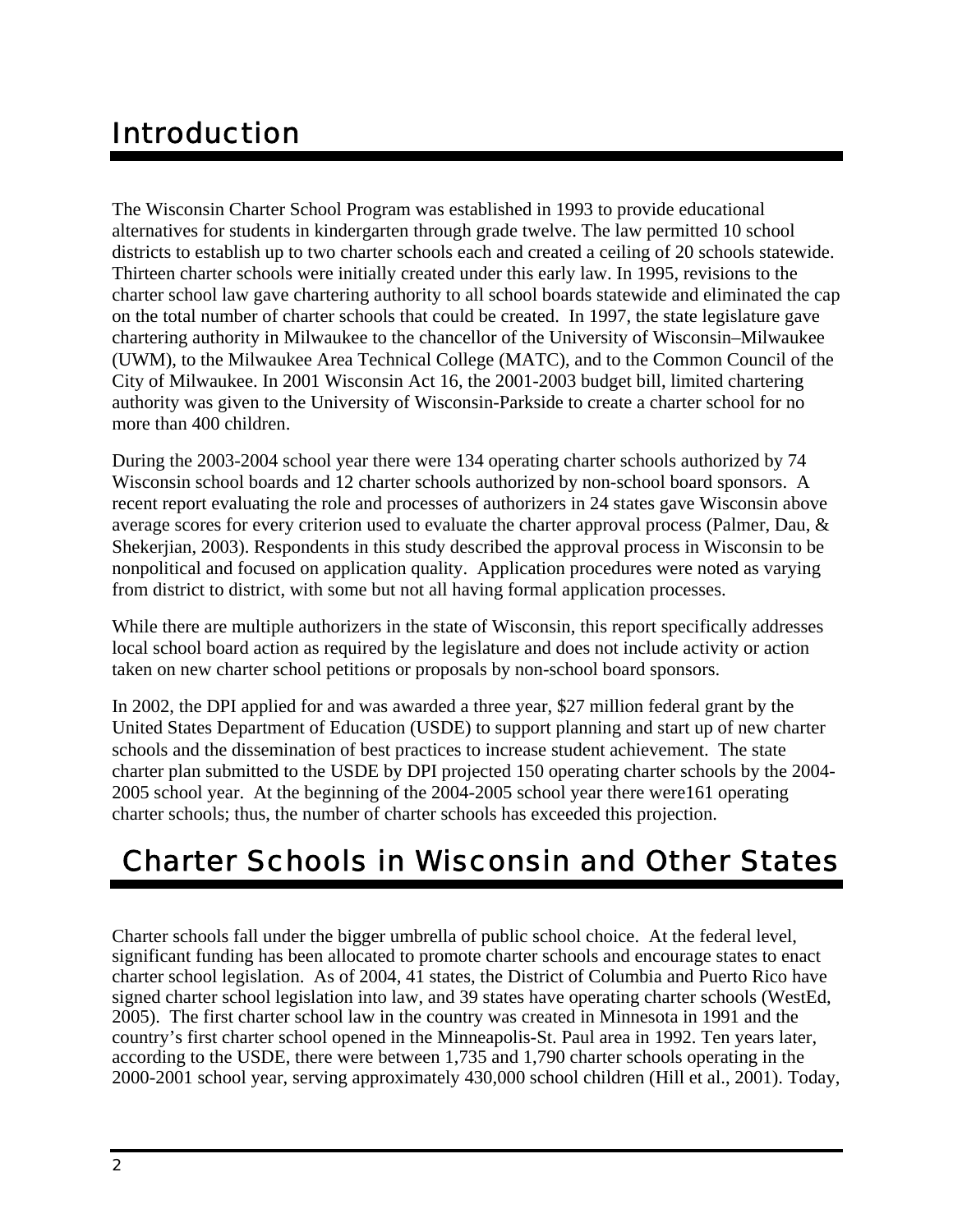# Introduction

The Wisconsin Charter School Program was established in 1993 to provide educational alternatives for students in kindergarten through grade twelve. The law permitted 10 school districts to establish up to two charter schools each and created a ceiling of 20 schools statewide. Thirteen charter schools were initially created under this early law. In 1995, revisions to the charter school law gave chartering authority to all school boards statewide and eliminated the cap on the total number of charter schools that could be created. In 1997, the state legislature gave chartering authority in Milwaukee to the chancellor of the University of Wisconsin–Milwaukee (UWM), to the Milwaukee Area Technical College (MATC), and to the Common Council of the City of Milwaukee. In 2001 Wisconsin Act 16, the 2001-2003 budget bill, limited chartering authority was given to the University of Wisconsin-Parkside to create a charter school for no more than 400 children.

During the 2003-2004 school year there were 134 operating charter schools authorized by 74 Wisconsin school boards and 12 charter schools authorized by non-school board sponsors. A recent report evaluating the role and processes of authorizers in 24 states gave Wisconsin above average scores for every criterion used to evaluate the charter approval process (Palmer, Dau, & Shekerjian, 2003). Respondents in this study described the approval process in Wisconsin to be nonpolitical and focused on application quality. Application procedures were noted as varying from district to district, with some but not all having formal application processes.

While there are multiple authorizers in the state of Wisconsin, this report specifically addresses local school board action as required by the legislature and does not include activity or action taken on new charter school petitions or proposals by non-school board sponsors.

In 2002, the DPI applied for and was awarded a three year, $27 million federal grant by the United States Department of Education (USDE) to support planning and start up of new charter schools and the dissemination of best practices to increase student achievement. The state charter plan submitted to the USDE by DPI projected 150 operating charter schools by the 2004-2005 school year. At the beginning of the 2004-2005 school year there were161 operating charter schools; thus, the number of charter schools has exceeded this projection.

# Charter Schools in Wisconsin and Other States

Charter schools fall under the bigger umbrella of public school choice. At the federal level, significant funding has been allocated to promote charter schools and encourage states to enact charter school legislation. As of 2004, 41 states, the District of Columbia and Puerto Rico have signed charter school legislation into law, and 39 states have operating charter schools (WestEd, 2005). The first charter school law in the country was created in Minnesota in 1991 and the country's first charter school opened in the Minneapolis-St. Paul area in 1992. Ten years later, according to the USDE, there were between 1,735 and 1,790 charter schools operating in the 2000-2001 school year, serving approximately 430,000 school children (Hill et al., 2001). Today,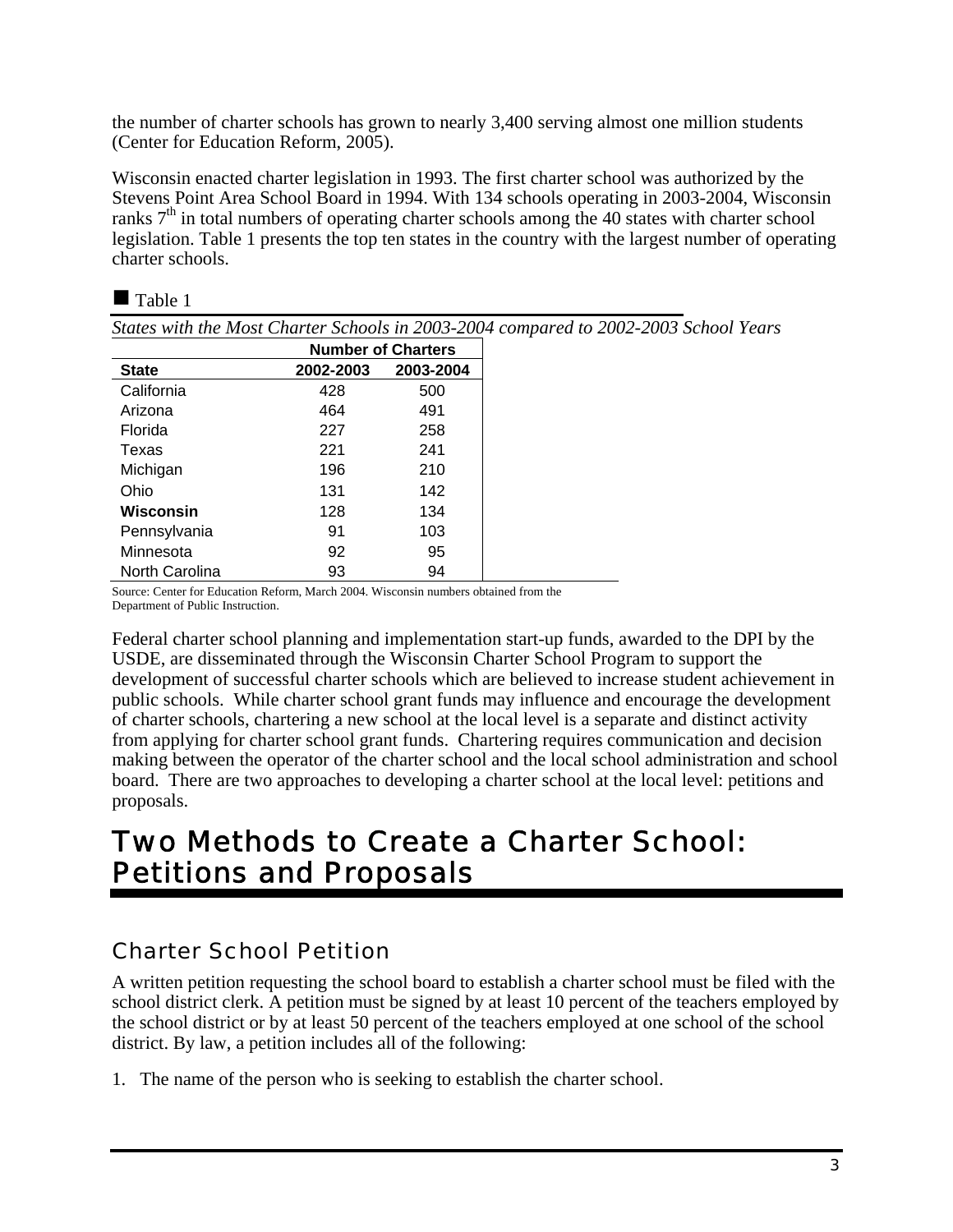the number of charter schools has grown to nearly 3,400 serving almost one million students (Center for Education Reform, 2005).

Wisconsin enacted charter legislation in 1993. The first charter school was authorized by the Stevens Point Area School Board in 1994. With 134 schools operating in 2003-2004, Wisconsin ranks 7th in total numbers of operating charter schools among the 40 states with charter school legislation. Table 1 presents the top ten states in the country with the largest number of operating charter schools.

■ Table 1

*States with the Most Charter Schools in 2003-2004 compared to 2002-2003 School Years*

| | Number of Charters | |
|---|---|---|
| **State** | **2002-2003** | **2003-2004** |
| California | 428 | 500 |
| Arizona | 464 | 491 |
| Florida | 227 | 258 |
| Texas | 221 | 241 |
| Michigan | 196 | 210 |
| Ohio | 131 | 142 |
| **Wisconsin** | 128 | 134 |
| Pennsylvania | 91 | 103 |
| Minnesota | 92 | 95 |
| North Carolina | 93 | 94 |

Source: Center for Education Reform, March 2004. Wisconsin numbers obtained from the Department of Public Instruction.

Federal charter school planning and implementation start-up funds, awarded to the DPI by the USDE, are disseminated through the Wisconsin Charter School Program to support the development of successful charter schools which are believed to increase student achievement in public schools. While charter school grant funds may influence and encourage the development of charter schools, chartering a new school at the local level is a separate and distinct activity from applying for charter school grant funds. Chartering requires communication and decision making between the operator of the charter school and the local school administration and school board. There are two approaches to developing a charter school at the local level: petitions and proposals.

# Two Methods to Create a Charter School: Petitions and Proposals

## Charter School Petition

A written petition requesting the school board to establish a charter school must be filed with the school district clerk. A petition must be signed by at least 10 percent of the teachers employed by the school district or by at least 50 percent of the teachers employed at one school of the school district. By law, a petition includes all of the following:

1. The name of the person who is seeking to establish the charter school.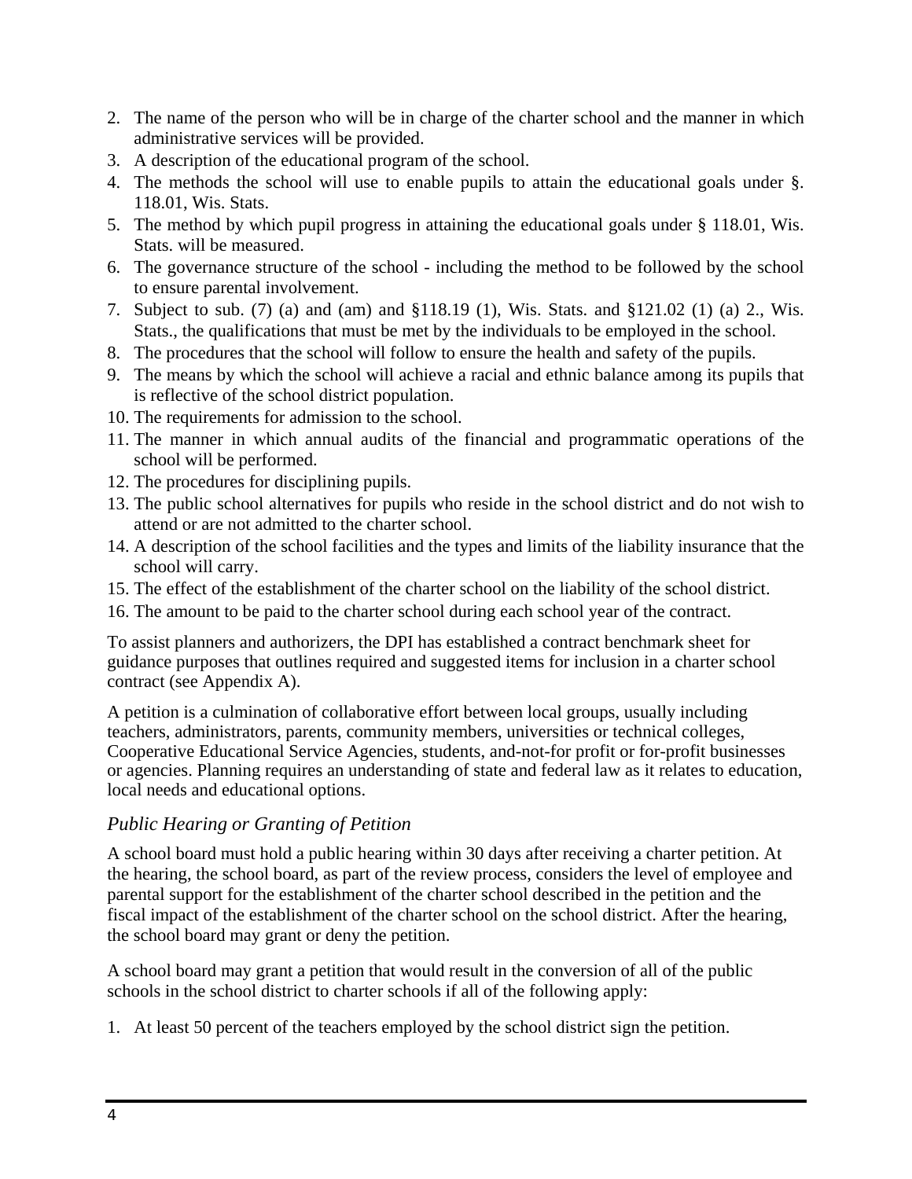2. The name of the person who will be in charge of the charter school and the manner in which administrative services will be provided.
3. A description of the educational program of the school.
4. The methods the school will use to enable pupils to attain the educational goals under §. 118.01, Wis. Stats.
5. The method by which pupil progress in attaining the educational goals under § 118.01, Wis. Stats. will be measured.
6. The governance structure of the school - including the method to be followed by the school to ensure parental involvement.
7. Subject to sub. (7) (a) and (am) and §118.19 (1), Wis. Stats. and §121.02 (1) (a) 2., Wis. Stats., the qualifications that must be met by the individuals to be employed in the school.
8. The procedures that the school will follow to ensure the health and safety of the pupils.
9. The means by which the school will achieve a racial and ethnic balance among its pupils that is reflective of the school district population.
10. The requirements for admission to the school.
11. The manner in which annual audits of the financial and programmatic operations of the school will be performed.
12. The procedures for disciplining pupils.
13. The public school alternatives for pupils who reside in the school district and do not wish to attend or are not admitted to the charter school.
14. A description of the school facilities and the types and limits of the liability insurance that the school will carry.
15. The effect of the establishment of the charter school on the liability of the school district.
16. The amount to be paid to the charter school during each school year of the contract.

To assist planners and authorizers, the DPI has established a contract benchmark sheet for guidance purposes that outlines required and suggested items for inclusion in a charter school contract (see Appendix A).

A petition is a culmination of collaborative effort between local groups, usually including teachers, administrators, parents, community members, universities or technical colleges, Cooperative Educational Service Agencies, students, and-not-for profit or for-profit businesses or agencies. Planning requires an understanding of state and federal law as it relates to education, local needs and educational options.

### *Public Hearing or Granting of Petition*

A school board must hold a public hearing within 30 days after receiving a charter petition. At the hearing, the school board, as part of the review process, considers the level of employee and parental support for the establishment of the charter school described in the petition and the fiscal impact of the establishment of the charter school on the school district. After the hearing, the school board may grant or deny the petition.

A school board may grant a petition that would result in the conversion of all of the public schools in the school district to charter schools if all of the following apply:

1. At least 50 percent of the teachers employed by the school district sign the petition.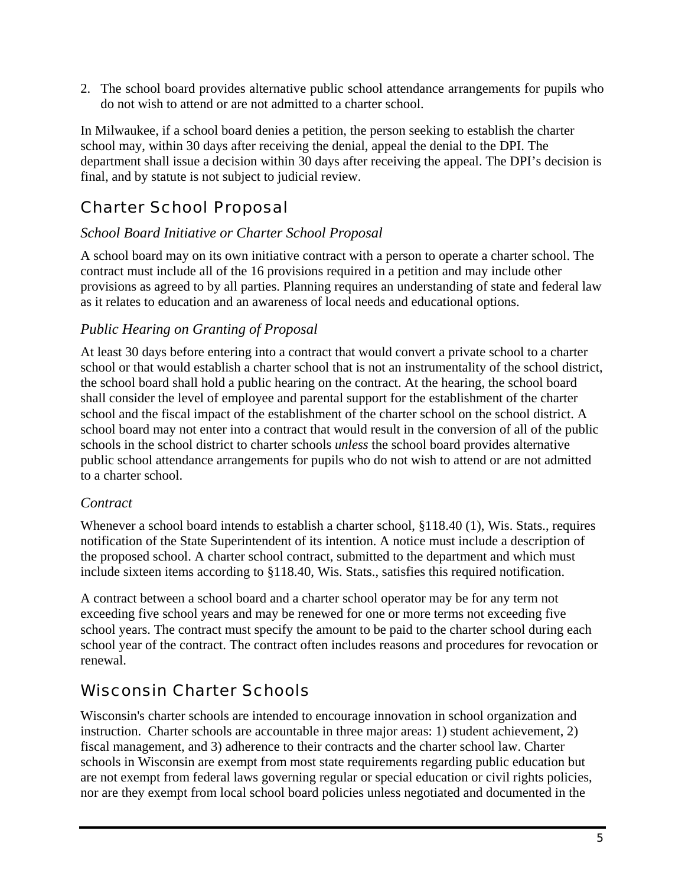2. The school board provides alternative public school attendance arrangements for pupils who do not wish to attend or are not admitted to a charter school.

In Milwaukee, if a school board denies a petition, the person seeking to establish the charter school may, within 30 days after receiving the denial, appeal the denial to the DPI. The department shall issue a decision within 30 days after receiving the appeal. The DPI's decision is final, and by statute is not subject to judicial review.

## Charter School Proposal

### *School Board Initiative or Charter School Proposal*

A school board may on its own initiative contract with a person to operate a charter school. The contract must include all of the 16 provisions required in a petition and may include other provisions as agreed to by all parties. Planning requires an understanding of state and federal law as it relates to education and an awareness of local needs and educational options.

### *Public Hearing on Granting of Proposal*

At least 30 days before entering into a contract that would convert a private school to a charter school or that would establish a charter school that is not an instrumentality of the school district, the school board shall hold a public hearing on the contract. At the hearing, the school board shall consider the level of employee and parental support for the establishment of the charter school and the fiscal impact of the establishment of the charter school on the school district. A school board may not enter into a contract that would result in the conversion of all of the public schools in the school district to charter schools *unless* the school board provides alternative public school attendance arrangements for pupils who do not wish to attend or are not admitted to a charter school.

### *Contract*

Whenever a school board intends to establish a charter school, §118.40 (1), Wis. Stats., requires notification of the State Superintendent of its intention. A notice must include a description of the proposed school. A charter school contract, submitted to the department and which must include sixteen items according to §118.40, Wis. Stats., satisfies this required notification.

A contract between a school board and a charter school operator may be for any term not exceeding five school years and may be renewed for one or more terms not exceeding five school years. The contract must specify the amount to be paid to the charter school during each school year of the contract. The contract often includes reasons and procedures for revocation or renewal.

## Wisconsin Charter Schools

Wisconsin's charter schools are intended to encourage innovation in school organization and instruction. Charter schools are accountable in three major areas: 1) student achievement, 2) fiscal management, and 3) adherence to their contracts and the charter school law. Charter schools in Wisconsin are exempt from most state requirements regarding public education but are not exempt from federal laws governing regular or special education or civil rights policies, nor are they exempt from local school board policies unless negotiated and documented in the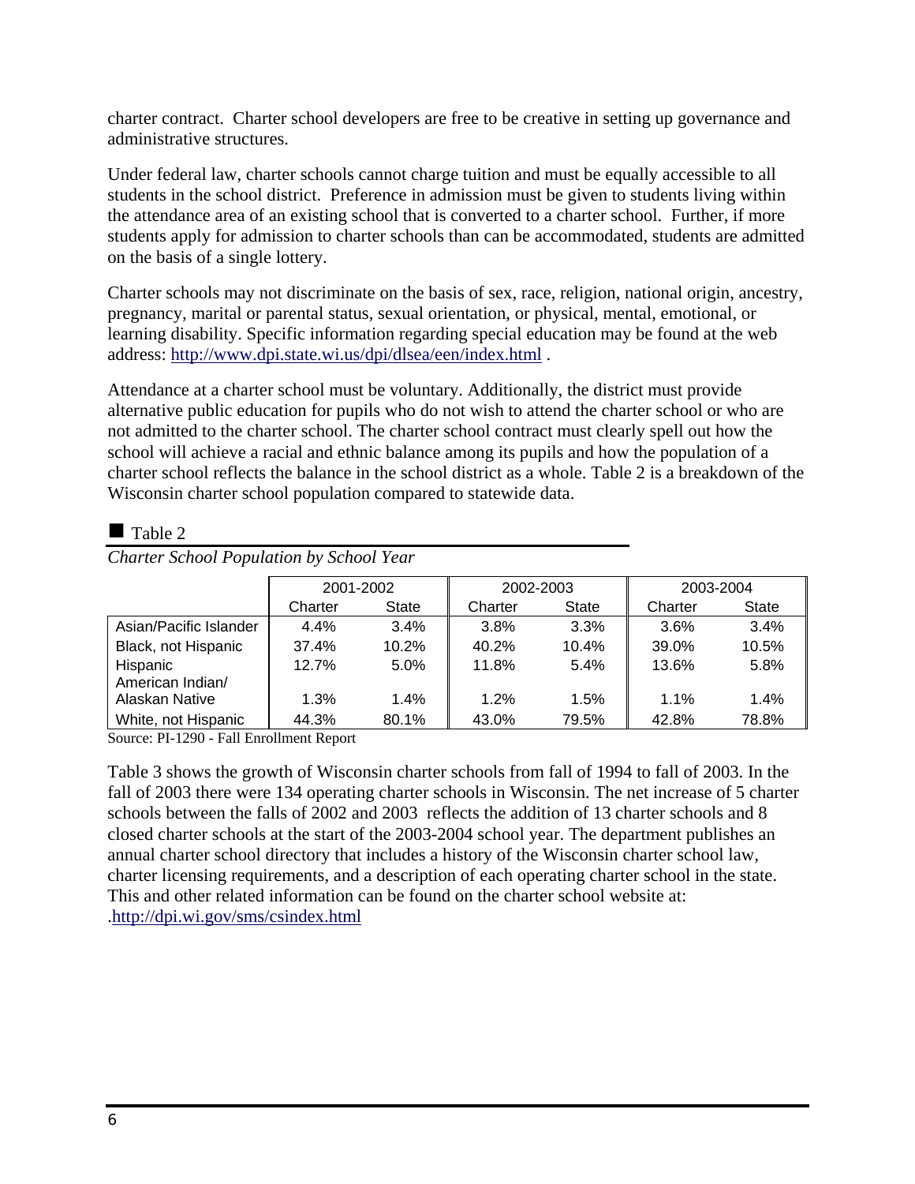charter contract. Charter school developers are free to be creative in setting up governance and administrative structures.

Under federal law, charter schools cannot charge tuition and must be equally accessible to all students in the school district. Preference in admission must be given to students living within the attendance area of an existing school that is converted to a charter school. Further, if more students apply for admission to charter schools than can be accommodated, students are admitted on the basis of a single lottery.

Charter schools may not discriminate on the basis of sex, race, religion, national origin, ancestry, pregnancy, marital or parental status, sexual orientation, or physical, mental, emotional, or learning disability. Specific information regarding special education may be found at the web address: http://www.dpi.state.wi.us/dpi/dlsea/een/index.html .

Attendance at a charter school must be voluntary. Additionally, the district must provide alternative public education for pupils who do not wish to attend the charter school or who are not admitted to the charter school. The charter school contract must clearly spell out how the school will achieve a racial and ethnic balance among its pupils and how the population of a charter school reflects the balance in the school district as a whole. Table 2 is a breakdown of the Wisconsin charter school population compared to statewide data.

■ Table 2

*Charter School Population by School Year*

| | 2001-2002 | | 2002-2003 | | 2003-2004 | |
|---|---|---|---|---|---|---|
| | Charter | State | Charter | State | Charter | State |
| Asian/Pacific Islander | 4.4% | 3.4% | 3.8% | 3.3% | 3.6% | 3.4% |
| Black, not Hispanic | 37.4% | 10.2% | 40.2% | 10.4% | 39.0% | 10.5% |
| Hispanic | 12.7% | 5.0% | 11.8% | 5.4% | 13.6% | 5.8% |
| American Indian/ Alaskan Native | 1.3% | 1.4% | 1.2% | 1.5% | 1.1% | 1.4% |
| White, not Hispanic | 44.3% | 80.1% | 43.0% | 79.5% | 42.8% | 78.8% |

Source: PI-1290 - Fall Enrollment Report

Table 3 shows the growth of Wisconsin charter schools from fall of 1994 to fall of 2003. In the fall of 2003 there were 134 operating charter schools in Wisconsin. The net increase of 5 charter schools between the falls of 2002 and 2003 reflects the addition of 13 charter schools and 8 closed charter schools at the start of the 2003-2004 school year. The department publishes an annual charter school directory that includes a history of the Wisconsin charter school law, charter licensing requirements, and a description of each operating charter school in the state. This and other related information can be found on the charter school website at: .http://dpi.wi.gov/sms/csindex.html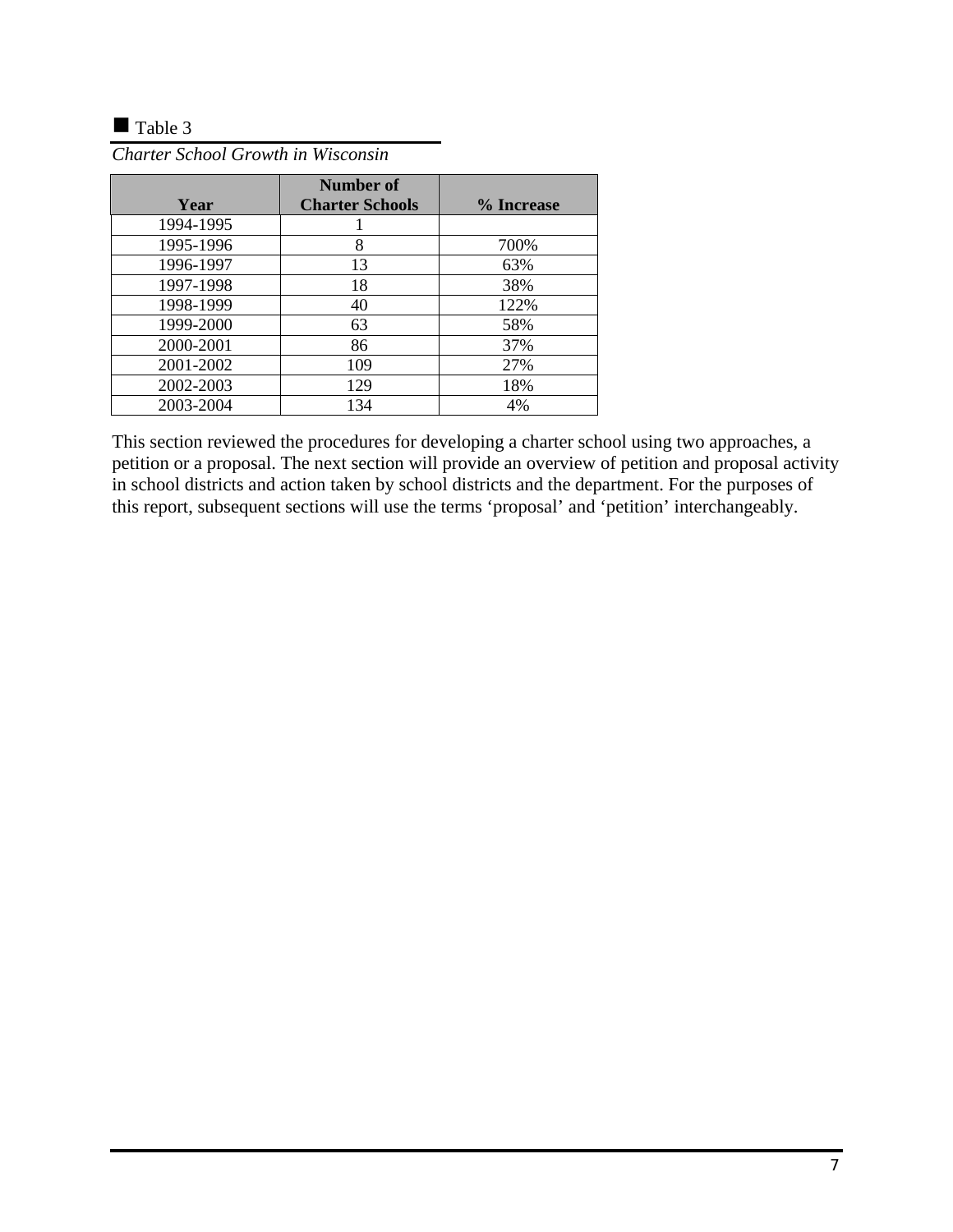■ Table 3

*Charter School Growth in Wisconsin*

| Year | Number of Charter Schools | % Increase |
|---|---|---|
| 1994-1995 | 1 | |
| 1995-1996 | 8 | 700% |
| 1996-1997 | 13 | 63% |
| 1997-1998 | 18 | 38% |
| 1998-1999 | 40 | 122% |
| 1999-2000 | 63 | 58% |
| 2000-2001 | 86 | 37% |
| 2001-2002 | 109 | 27% |
| 2002-2003 | 129 | 18% |
| 2003-2004 | 134 | 4% |

This section reviewed the procedures for developing a charter school using two approaches, a petition or a proposal. The next section will provide an overview of petition and proposal activity in school districts and action taken by school districts and the department. For the purposes of this report, subsequent sections will use the terms 'proposal' and 'petition' interchangeably.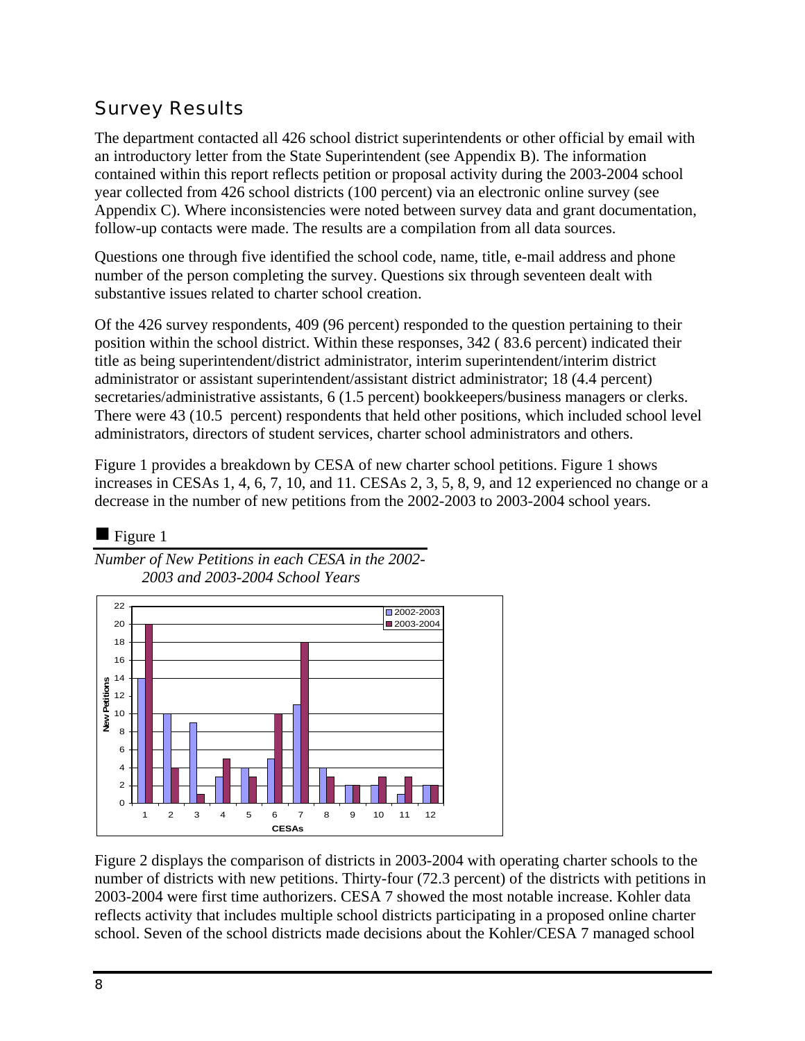## Survey Results

The department contacted all 426 school district superintendents or other official by email with an introductory letter from the State Superintendent (see Appendix B). The information contained within this report reflects petition or proposal activity during the 2003-2004 school year collected from 426 school districts (100 percent) via an electronic online survey (see Appendix C). Where inconsistencies were noted between survey data and grant documentation, follow-up contacts were made. The results are a compilation from all data sources.

Questions one through five identified the school code, name, title, e-mail address and phone number of the person completing the survey. Questions six through seventeen dealt with substantive issues related to charter school creation.

Of the 426 survey respondents, 409 (96 percent) responded to the question pertaining to their position within the school district. Within these responses, 342 ( 83.6 percent) indicated their title as being superintendent/district administrator, interim superintendent/interim district administrator or assistant superintendent/assistant district administrator; 18 (4.4 percent) secretaries/administrative assistants, 6 (1.5 percent) bookkeepers/business managers or clerks. There were 43 (10.5 percent) respondents that held other positions, which included school level administrators, directors of student services, charter school administrators and others.

Figure 1 provides a breakdown by CESA of new charter school petitions. Figure 1 shows increases in CESAs 1, 4, 6, 7, 10, and 11. CESAs 2, 3, 5, 8, 9, and 12 experienced no change or a decrease in the number of new petitions from the 2002-2003 to 2003-2004 school years.

■ Figure 1

*Number of New Petitions in each CESA in the 2002-2003 and 2003-2004 School Years*

Figure 2 displays the comparison of districts in 2003-2004 with operating charter schools to the number of districts with new petitions. Thirty-four (72.3 percent) of the districts with petitions in 2003-2004 were first time authorizers. CESA 7 showed the most notable increase. Kohler data reflects activity that includes multiple school districts participating in a proposed online charter school. Seven of the school districts made decisions about the Kohler/CESA 7 managed school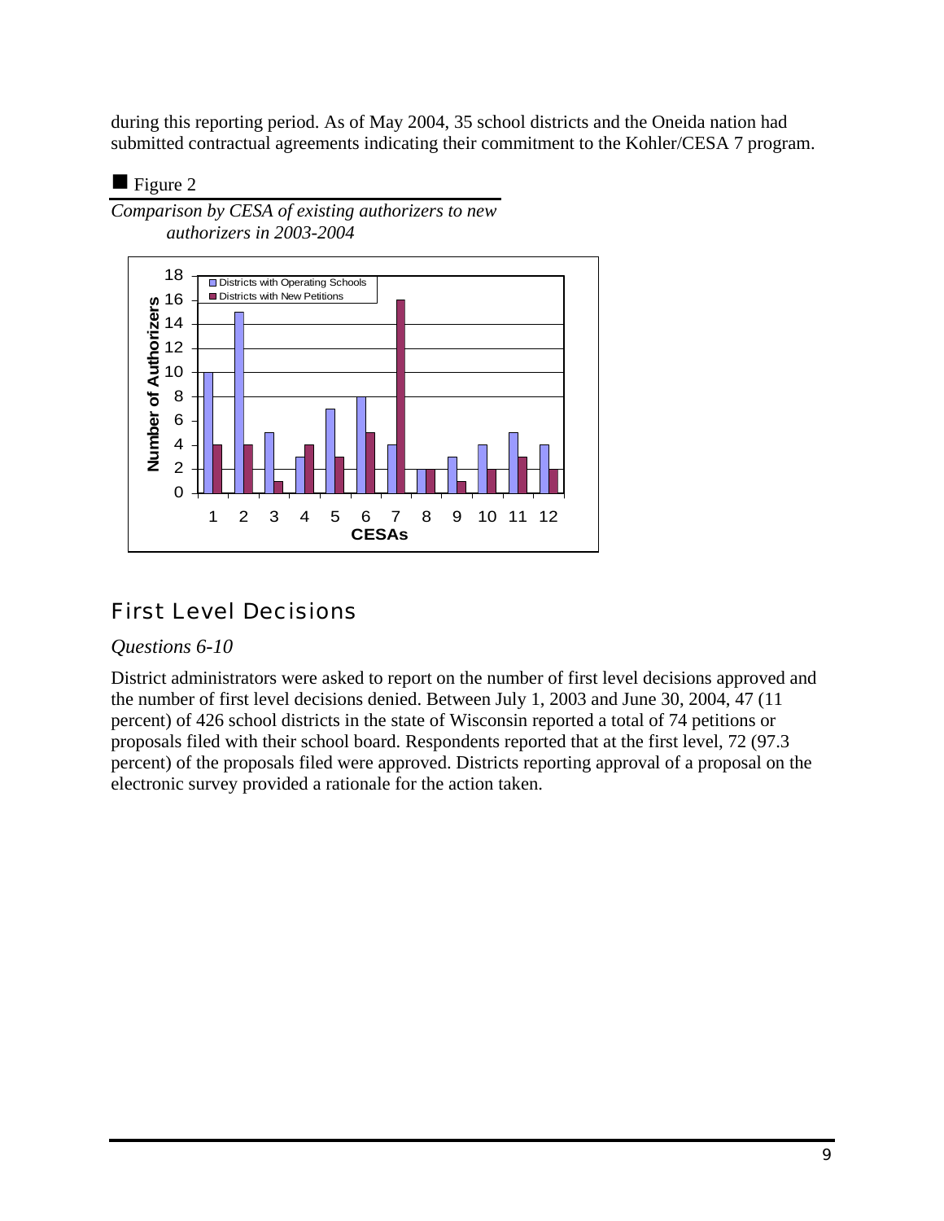during this reporting period. As of May 2004, 35 school districts and the Oneida nation had submitted contractual agreements indicating their commitment to the Kohler/CESA 7 program.

■ Figure 2

*Comparison by CESA of existing authorizers to new authorizers in 2003-2004*

| CESAs | Districts with Operating Schools | Districts with New Petitions |
|---|---|---|
| 1 | 10 | 4 |
| 2 | 15 | 4 |
| 3 | 5 | 1 |
| 4 | 3 | 4 |
| 5 | 7 | 3 |
| 6 | 8 | 5 |
| 7 | 4 | 16 |
| 8 | 2 | 2 |
| 9 | 3 | 1 |
| 10 | 4 | 2 |
| 11 | 5 | 3 |
| 12 | 4 | 2 |

## First Level Decisions

*Questions 6-10*

District administrators were asked to report on the number of first level decisions approved and the number of first level decisions denied. Between July 1, 2003 and June 30, 2004, 47 (11 percent) of 426 school districts in the state of Wisconsin reported a total of 74 petitions or proposals filed with their school board. Respondents reported that at the first level, 72 (97.3 percent) of the proposals filed were approved. Districts reporting approval of a proposal on the electronic survey provided a rationale for the action taken.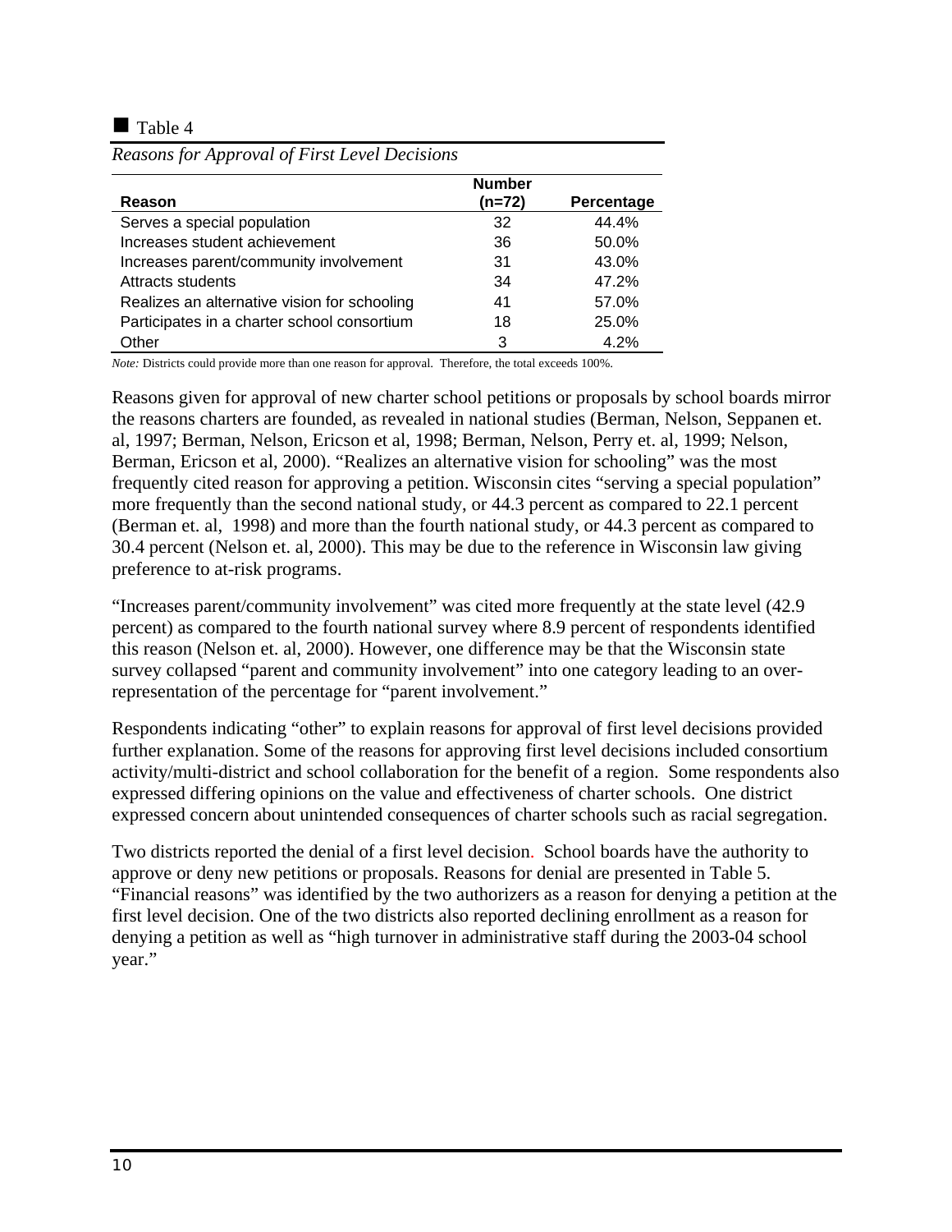■ Table 4

*Reasons for Approval of First Level Decisions*

| Reason | Number (n=72) | Percentage |
|---|---|---|
| Serves a special population | 32 | 44.4% |
| Increases student achievement | 36 | 50.0% |
| Increases parent/community involvement | 31 | 43.0% |
| Attracts students | 34 | 47.2% |
| Realizes an alternative vision for schooling | 41 | 57.0% |
| Participates in a charter school consortium | 18 | 25.0% |
| Other | 3 | 4.2% |

*Note:* Districts could provide more than one reason for approval. Therefore, the total exceeds 100%.

Reasons given for approval of new charter school petitions or proposals by school boards mirror the reasons charters are founded, as revealed in national studies (Berman, Nelson, Seppanen et. al, 1997; Berman, Nelson, Ericson et al, 1998; Berman, Nelson, Perry et. al, 1999; Nelson, Berman, Ericson et al, 2000). "Realizes an alternative vision for schooling" was the most frequently cited reason for approving a petition. Wisconsin cites "serving a special population" more frequently than the second national study, or 44.3 percent as compared to 22.1 percent (Berman et. al, 1998) and more than the fourth national study, or 44.3 percent as compared to 30.4 percent (Nelson et. al, 2000). This may be due to the reference in Wisconsin law giving preference to at-risk programs.

"Increases parent/community involvement" was cited more frequently at the state level (42.9 percent) as compared to the fourth national survey where 8.9 percent of respondents identified this reason (Nelson et. al, 2000). However, one difference may be that the Wisconsin state survey collapsed "parent and community involvement" into one category leading to an over-representation of the percentage for "parent involvement."

Respondents indicating "other" to explain reasons for approval of first level decisions provided further explanation. Some of the reasons for approving first level decisions included consortium activity/multi-district and school collaboration for the benefit of a region. Some respondents also expressed differing opinions on the value and effectiveness of charter schools. One district expressed concern about unintended consequences of charter schools such as racial segregation.

Two districts reported the denial of a first level decision. School boards have the authority to approve or deny new petitions or proposals. Reasons for denial are presented in Table 5. "Financial reasons" was identified by the two authorizers as a reason for denying a petition at the first level decision. One of the two districts also reported declining enrollment as a reason for denying a petition as well as "high turnover in administrative staff during the 2003-04 school year."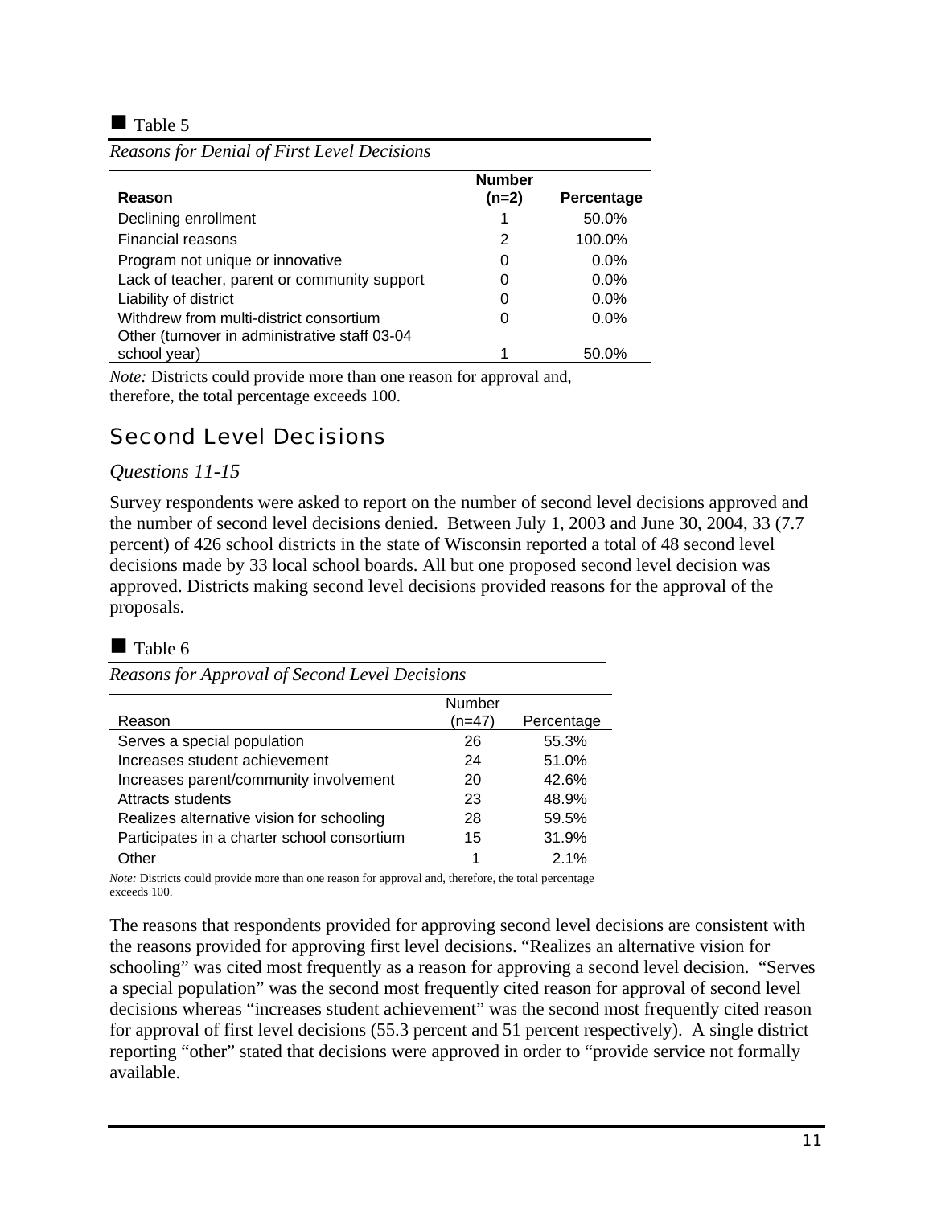■ Table 5

*Reasons for Denial of First Level Decisions*

| **Reason** | **Number (n=2)** | **Percentage** |
|---|---|---|
| Declining enrollment | 1 | 50.0% |
| Financial reasons | 2 | 100.0% |
| Program not unique or innovative | 0 | 0.0% |
| Lack of teacher, parent or community support | 0 | 0.0% |
| Liability of district | 0 | 0.0% |
| Withdrew from multi-district consortium | 0 | 0.0% |
| Other (turnover in administrative staff 03-04 school year) | 1 | 50.0% |

*Note:* Districts could provide more than one reason for approval and, therefore, the total percentage exceeds 100.

## Second Level Decisions

### *Questions 11-15*

Survey respondents were asked to report on the number of second level decisions approved and the number of second level decisions denied. Between July 1, 2003 and June 30, 2004, 33 (7.7 percent) of 426 school districts in the state of Wisconsin reported a total of 48 second level decisions made by 33 local school boards. All but one proposed second level decision was approved. Districts making second level decisions provided reasons for the approval of the proposals.

■ Table 6

*Reasons for Approval of Second Level Decisions*

| Reason | Number (n=47) | Percentage |
|---|---|---|
| Serves a special population | 26 | 55.3% |
| Increases student achievement | 24 | 51.0% |
| Increases parent/community involvement | 20 | 42.6% |
| Attracts students | 23 | 48.9% |
| Realizes alternative vision for schooling | 28 | 59.5% |
| Participates in a charter school consortium | 15 | 31.9% |
| Other | 1 | 2.1% |

*Note:* Districts could provide more than one reason for approval and, therefore, the total percentage exceeds 100.

The reasons that respondents provided for approving second level decisions are consistent with the reasons provided for approving first level decisions. “Realizes an alternative vision for schooling” was cited most frequently as a reason for approving a second level decision. “Serves a special population” was the second most frequently cited reason for approval of second level decisions whereas “increases student achievement” was the second most frequently cited reason for approval of first level decisions (55.3 percent and 51 percent respectively). A single district reporting “other” stated that decisions were approved in order to “provide service not formally available.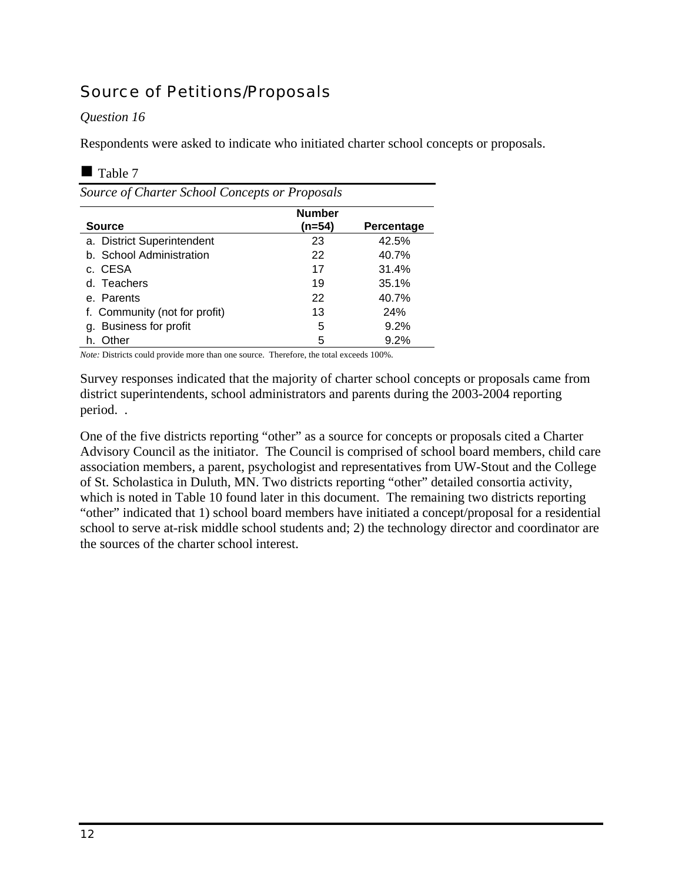## Source of Petitions/Proposals

*Question 16*

Respondents were asked to indicate who initiated charter school concepts or proposals.

■ Table 7

*Source of Charter School Concepts or Proposals*

| Source | Number (n=54) | Percentage |
|---|---|---|
| a. District Superintendent | 23 | 42.5% |
| b. School Administration | 22 | 40.7% |
| c. CESA | 17 | 31.4% |
| d. Teachers | 19 | 35.1% |
| e. Parents | 22 | 40.7% |
| f. Community (not for profit) | 13 | 24% |
| g. Business for profit | 5 | 9.2% |
| h. Other | 5 | 9.2% |

*Note:* Districts could provide more than one source. Therefore, the total exceeds 100%.

Survey responses indicated that the majority of charter school concepts or proposals came from district superintendents, school administrators and parents during the 2003-2004 reporting period. .

One of the five districts reporting "other" as a source for concepts or proposals cited a Charter Advisory Council as the initiator. The Council is comprised of school board members, child care association members, a parent, psychologist and representatives from UW-Stout and the College of St. Scholastica in Duluth, MN. Two districts reporting "other" detailed consortia activity, which is noted in Table 10 found later in this document. The remaining two districts reporting "other" indicated that 1) school board members have initiated a concept/proposal for a residential school to serve at-risk middle school students and; 2) the technology director and coordinator are the sources of the charter school interest.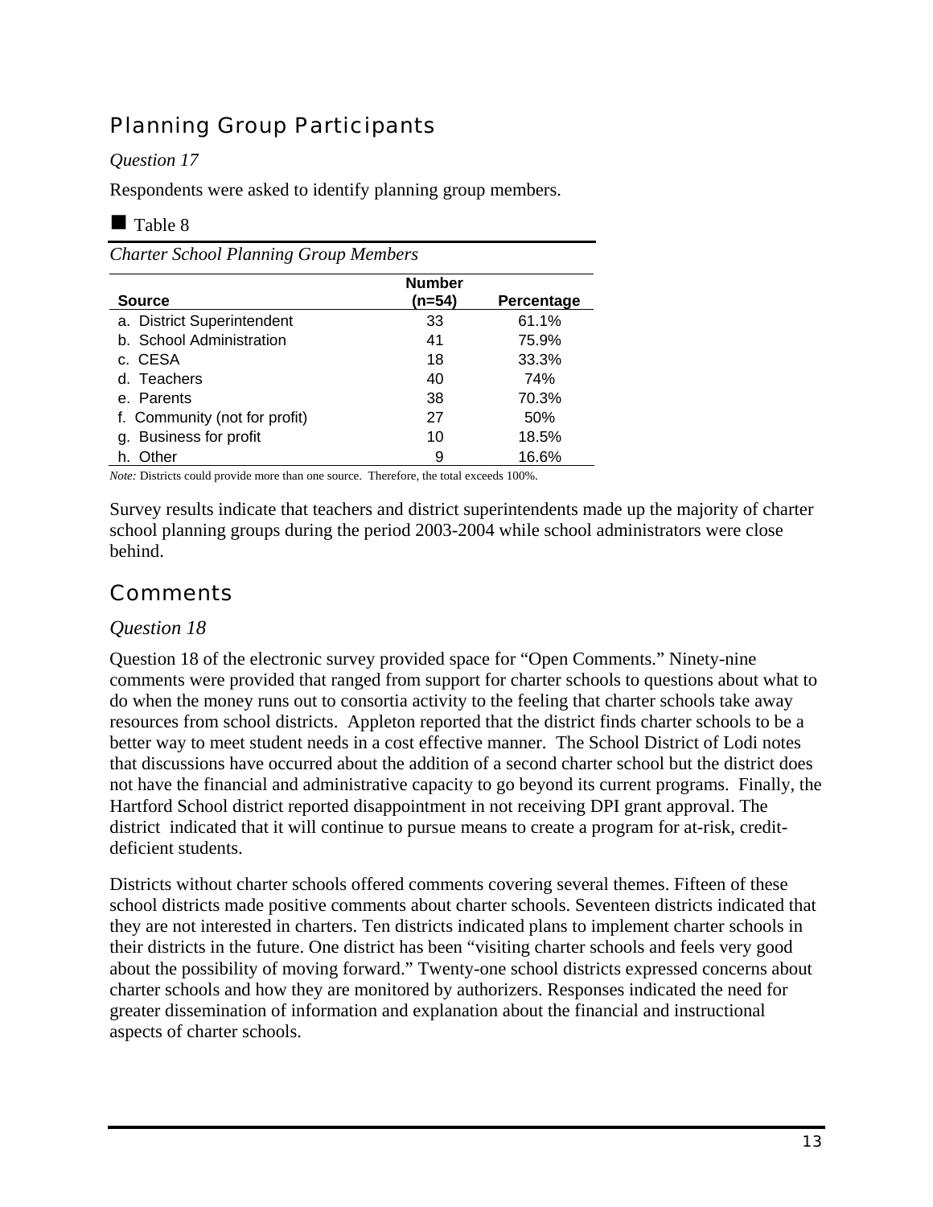## Planning Group Participants

*Question 17*

Respondents were asked to identify planning group members.

■ Table 8

*Charter School Planning Group Members*

| Source | Number (n=54) | Percentage |
|---|---|---|
| a. District Superintendent | 33 | 61.1% |
| b. School Administration | 41 | 75.9% |
| c. CESA | 18 | 33.3% |
| d. Teachers | 40 | 74% |
| e. Parents | 38 | 70.3% |
| f. Community (not for profit) | 27 | 50% |
| g. Business for profit | 10 | 18.5% |
| h. Other | 9 | 16.6% |

*Note:* Districts could provide more than one source. Therefore, the total exceeds 100%.

Survey results indicate that teachers and district superintendents made up the majority of charter school planning groups during the period 2003-2004 while school administrators were close behind.

## Comments

*Question 18*

Question 18 of the electronic survey provided space for "Open Comments." Ninety-nine comments were provided that ranged from support for charter schools to questions about what to do when the money runs out to consortia activity to the feeling that charter schools take away resources from school districts. Appleton reported that the district finds charter schools to be a better way to meet student needs in a cost effective manner. The School District of Lodi notes that discussions have occurred about the addition of a second charter school but the district does not have the financial and administrative capacity to go beyond its current programs. Finally, the Hartford School district reported disappointment in not receiving DPI grant approval. The district indicated that it will continue to pursue means to create a program for at-risk, credit-deficient students.

Districts without charter schools offered comments covering several themes. Fifteen of these school districts made positive comments about charter schools. Seventeen districts indicated that they are not interested in charters. Ten districts indicated plans to implement charter schools in their districts in the future. One district has been "visiting charter schools and feels very good about the possibility of moving forward." Twenty-one school districts expressed concerns about charter schools and how they are monitored by authorizers. Responses indicated the need for greater dissemination of information and explanation about the financial and instructional aspects of charter schools.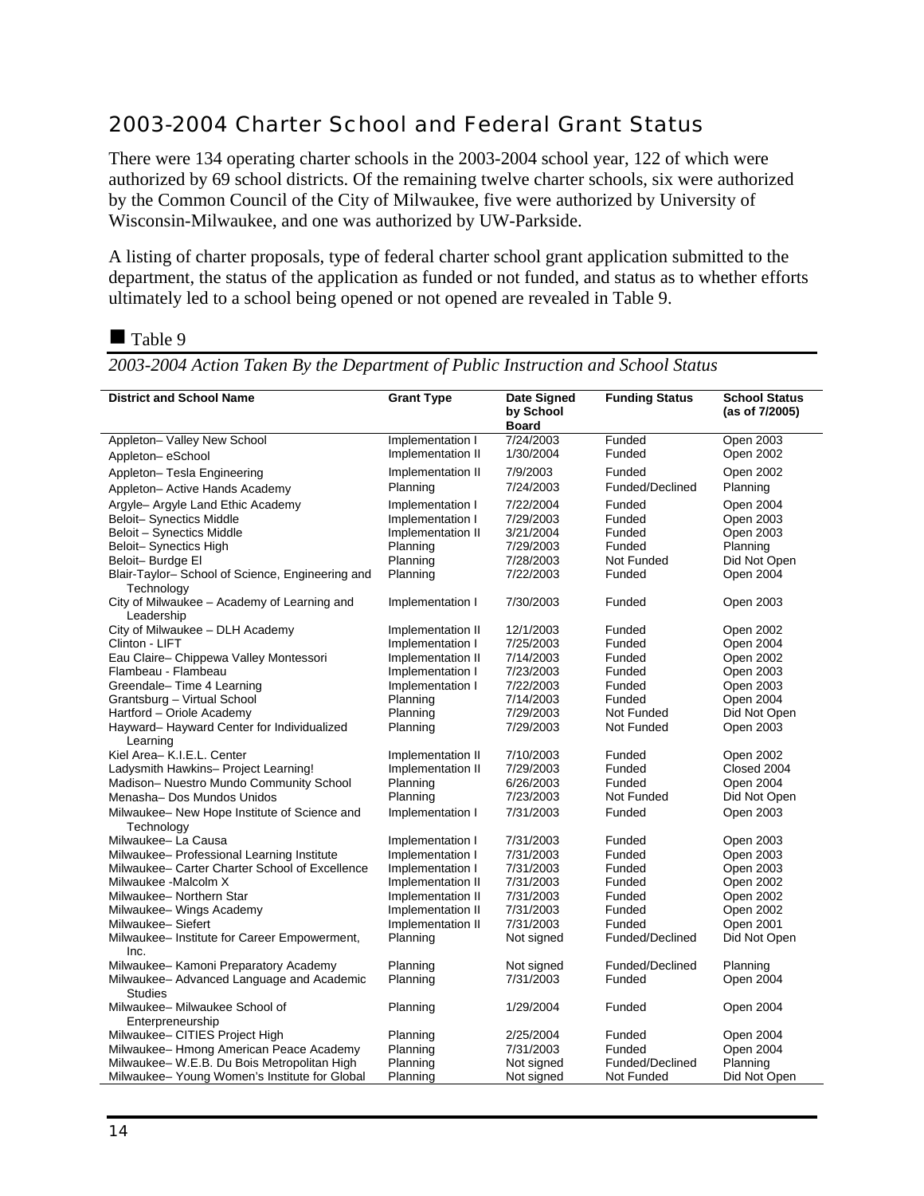## 2003-2004 Charter School and Federal Grant Status

There were 134 operating charter schools in the 2003-2004 school year, 122 of which were authorized by 69 school districts. Of the remaining twelve charter schools, six were authorized by the Common Council of the City of Milwaukee, five were authorized by University of Wisconsin-Milwaukee, and one was authorized by UW-Parkside.

A listing of charter proposals, type of federal charter school grant application submitted to the department, the status of the application as funded or not funded, and status as to whether efforts ultimately led to a school being opened or not opened are revealed in Table 9.

■ Table 9

*2003-2004 Action Taken By the Department of Public Instruction and School Status*

| District and School Name | Grant Type | Date Signed by School Board | Funding Status | School Status (as of 7/2005) |
|---|---|---|---|---|
| Appleton– Valley New School | Implementation I | 7/24/2003 | Funded | Open 2003 |
| Appleton– eSchool | Implementation II | 1/30/2004 | Funded | Open 2002 |
| Appleton– Tesla Engineering | Implementation II | 7/9/2003 | Funded | Open 2002 |
| Appleton– Active Hands Academy | Planning | 7/24/2003 | Funded/Declined | Planning |
| Argyle– Argyle Land Ethic Academy | Implementation I | 7/22/2004 | Funded | Open 2004 |
| Beloit– Synectics Middle | Implementation I | 7/29/2003 | Funded | Open 2003 |
| Beloit – Synectics Middle | Implementation II | 3/21/2004 | Funded | Open 2003 |
| Beloit– Synectics High | Planning | 7/29/2003 | Funded | Planning |
| Beloit– Burdge El | Planning | 7/28/2003 | Not Funded | Did Not Open |
| Blair-Taylor– School of Science, Engineering and Technology | Planning | 7/22/2003 | Funded | Open 2004 |
| City of Milwaukee – Academy of Learning and Leadership | Implementation I | 7/30/2003 | Funded | Open 2003 |
| City of Milwaukee – DLH Academy | Implementation II | 12/1/2003 | Funded | Open 2002 |
| Clinton - LIFT | Implementation I | 7/25/2003 | Funded | Open 2004 |
| Eau Claire– Chippewa Valley Montessori | Implementation II | 7/14/2003 | Funded | Open 2002 |
| Flambeau - Flambeau | Implementation I | 7/23/2003 | Funded | Open 2003 |
| Greendale– Time 4 Learning | Implementation I | 7/22/2003 | Funded | Open 2003 |
| Grantsburg – Virtual School | Planning | 7/14/2003 | Funded | Open 2004 |
| Hartford – Oriole Academy | Planning | 7/29/2003 | Not Funded | Did Not Open |
| Hayward– Hayward Center for Individualized Learning | Planning | 7/29/2003 | Not Funded | Open 2003 |
| Kiel Area– K.I.E.L. Center | Implementation II | 7/10/2003 | Funded | Open 2002 |
| Ladysmith Hawkins– Project Learning! | Implementation II | 7/29/2003 | Funded | Closed 2004 |
| Madison– Nuestro Mundo Community School | Planning | 6/26/2003 | Funded | Open 2004 |
| Menasha– Dos Mundos Unidos | Planning | 7/23/2003 | Not Funded | Did Not Open |
| Milwaukee– New Hope Institute of Science and Technology | Implementation I | 7/31/2003 | Funded | Open 2003 |
| Milwaukee– La Causa | Implementation I | 7/31/2003 | Funded | Open 2003 |
| Milwaukee– Professional Learning Institute | Implementation I | 7/31/2003 | Funded | Open 2003 |
| Milwaukee– Carter Charter School of Excellence | Implementation I | 7/31/2003 | Funded | Open 2003 |
| Milwaukee -Malcolm X | Implementation II | 7/31/2003 | Funded | Open 2002 |
| Milwaukee– Northern Star | Implementation II | 7/31/2003 | Funded | Open 2002 |
| Milwaukee– Wings Academy | Implementation II | 7/31/2003 | Funded | Open 2002 |
| Milwaukee– Siefert | Implementation II | 7/31/2003 | Funded | Open 2001 |
| Milwaukee– Institute for Career Empowerment, Inc. | Planning | Not signed | Funded/Declined | Did Not Open |
| Milwaukee– Kamoni Preparatory Academy | Planning | Not signed | Funded/Declined | Planning |
| Milwaukee– Advanced Language and Academic Studies | Planning | 7/31/2003 | Funded | Open 2004 |
| Milwaukee– Milwaukee School of Enterpreneurship | Planning | 1/29/2004 | Funded | Open 2004 |
| Milwaukee– CITIES Project High | Planning | 2/25/2004 | Funded | Open 2004 |
| Milwaukee– Hmong American Peace Academy | Planning | 7/31/2003 | Funded | Open 2004 |
| Milwaukee– W.E.B. Du Bois Metropolitan High | Planning | Not signed | Funded/Declined | Planning |
| Milwaukee– Young Women's Institute for Global | Planning | Not signed | Not Funded | Did Not Open |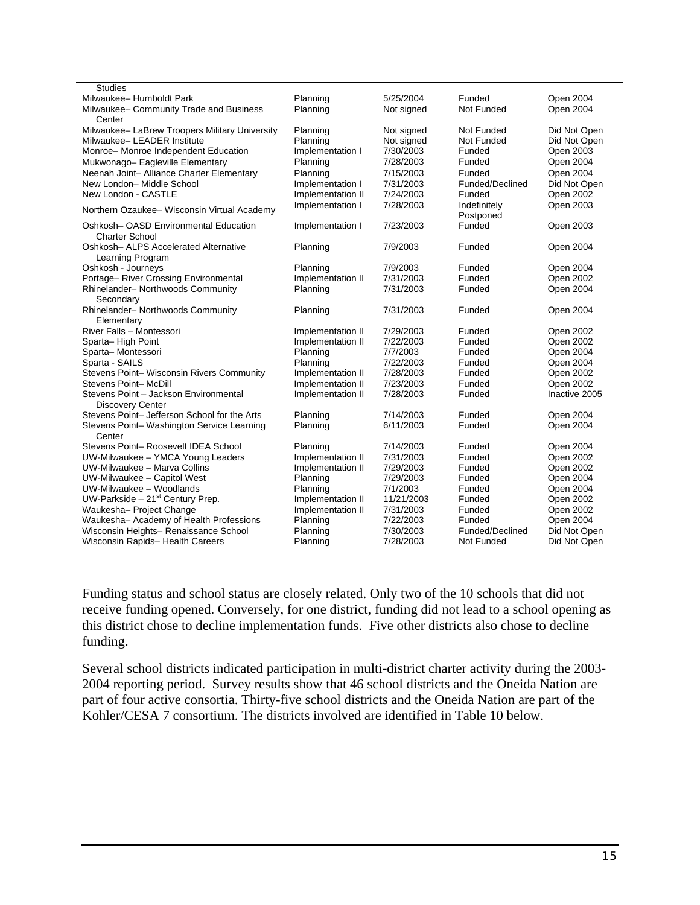| | | | | |
|---|---|---|---|---|
| Studies | | | | |
| Milwaukee– Humboldt Park | Planning | 5/25/2004 | Funded | Open 2004 |
| Milwaukee– Community Trade and Business Center | Planning | Not signed | Not Funded | Open 2004 |
| Milwaukee– LaBrew Troopers Military University | Planning | Not signed | Not Funded | Did Not Open |
| Milwaukee– LEADER Institute | Planning | Not signed | Not Funded | Did Not Open |
| Monroe– Monroe Independent Education | Implementation I | 7/30/2003 | Funded | Open 2003 |
| Mukwonago– Eagleville Elementary | Planning | 7/28/2003 | Funded | Open 2004 |
| Neenah Joint– Alliance Charter Elementary | Planning | 7/15/2003 | Funded | Open 2004 |
| New London– Middle School | Implementation I | 7/31/2003 | Funded/Declined | Did Not Open |
| New London - CASTLE | Implementation II | 7/24/2003 | Funded | Open 2002 |
| Northern Ozaukee– Wisconsin Virtual Academy | Implementation I | 7/28/2003 | Indefinitely Postponed | Open 2003 |
| Oshkosh– OASD Environmental Education Charter School | Implementation I | 7/23/2003 | Funded | Open 2003 |
| Oshkosh– ALPS Accelerated Alternative Learning Program | Planning | 7/9/2003 | Funded | Open 2004 |
| Oshkosh - Journeys | Planning | 7/9/2003 | Funded | Open 2004 |
| Portage– River Crossing Environmental | Implementation II | 7/31/2003 | Funded | Open 2002 |
| Rhinelander– Northwoods Community Secondary | Planning | 7/31/2003 | Funded | Open 2004 |
| Rhinelander– Northwoods Community Elementary | Planning | 7/31/2003 | Funded | Open 2004 |
| River Falls – Montessori | Implementation II | 7/29/2003 | Funded | Open 2002 |
| Sparta– High Point | Implementation II | 7/22/2003 | Funded | Open 2002 |
| Sparta– Montessori | Planning | 7/7/2003 | Funded | Open 2004 |
| Sparta - SAILS | Planning | 7/22/2003 | Funded | Open 2004 |
| Stevens Point– Wisconsin Rivers Community | Implementation II | 7/28/2003 | Funded | Open 2002 |
| Stevens Point– McDill | Implementation II | 7/23/2003 | Funded | Open 2002 |
| Stevens Point – Jackson Environmental Discovery Center | Implementation II | 7/28/2003 | Funded | Inactive 2005 |
| Stevens Point– Jefferson School for the Arts | Planning | 7/14/2003 | Funded | Open 2004 |
| Stevens Point– Washington Service Learning Center | Planning | 6/11/2003 | Funded | Open 2004 |
| Stevens Point– Roosevelt IDEA School | Planning | 7/14/2003 | Funded | Open 2004 |
| UW-Milwaukee – YMCA Young Leaders | Implementation II | 7/31/2003 | Funded | Open 2002 |
| UW-Milwaukee – Marva Collins | Implementation II | 7/29/2003 | Funded | Open 2002 |
| UW-Milwaukee – Capitol West | Planning | 7/29/2003 | Funded | Open 2004 |
| UW-Milwaukee – Woodlands | Planning | 7/1/2003 | Funded | Open 2004 |
| UW-Parkside – 21st Century Prep. | Implementation II | 11/21/2003 | Funded | Open 2002 |
| Waukesha– Project Change | Implementation II | 7/31/2003 | Funded | Open 2002 |
| Waukesha– Academy of Health Professions | Planning | 7/22/2003 | Funded | Open 2004 |
| Wisconsin Heights– Renaissance School | Planning | 7/30/2003 | Funded/Declined | Did Not Open |
| Wisconsin Rapids– Health Careers | Planning | 7/28/2003 | Not Funded | Did Not Open |

Funding status and school status are closely related. Only two of the 10 schools that did not receive funding opened. Conversely, for one district, funding did not lead to a school opening as this district chose to decline implementation funds. Five other districts also chose to decline funding.

Several school districts indicated participation in multi-district charter activity during the 2003-2004 reporting period. Survey results show that 46 school districts and the Oneida Nation are part of four active consortia. Thirty-five school districts and the Oneida Nation are part of the Kohler/CESA 7 consortium. The districts involved are identified in Table 10 below.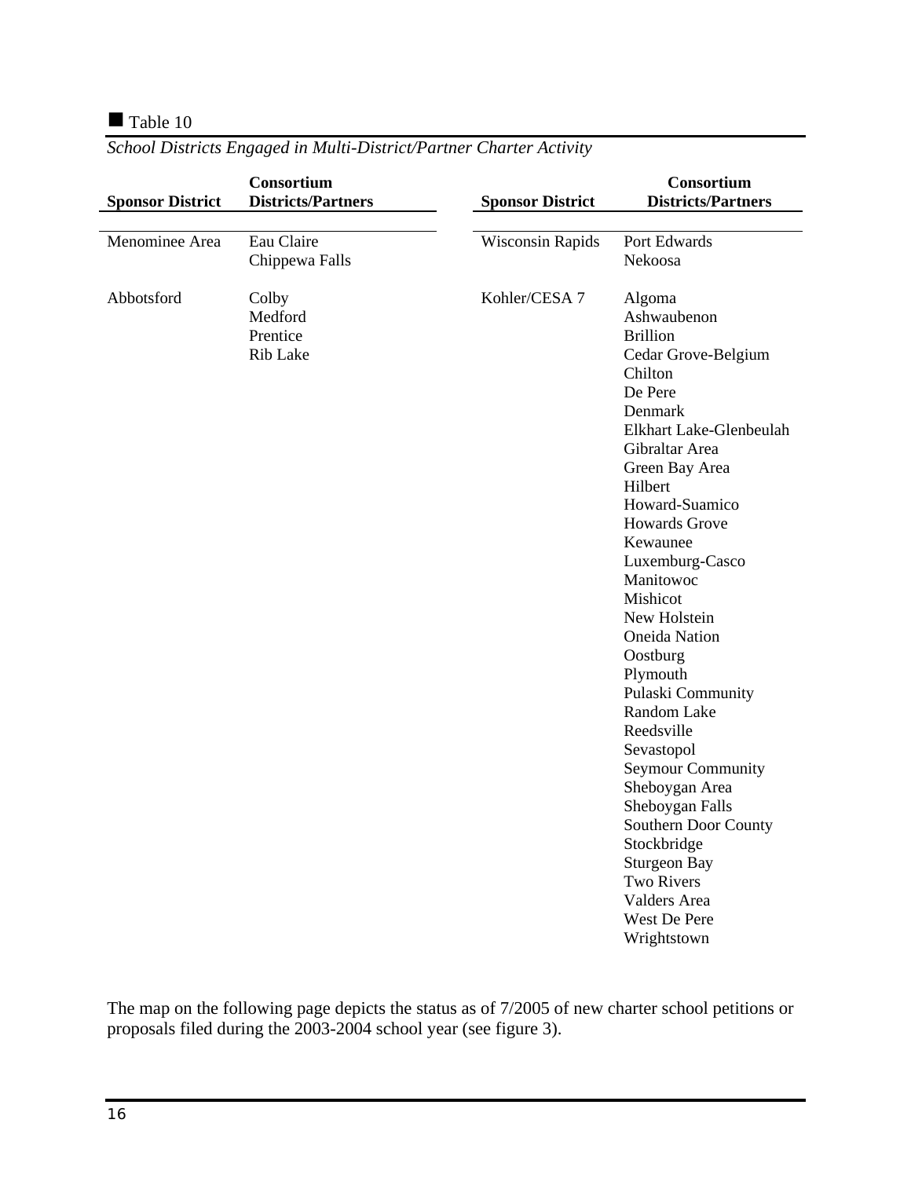■ Table 10

*School Districts Engaged in Multi-District/Partner Charter Activity*

| Sponsor District | Consortium Districts/Partners |
|---|---|
| Menominee Area | Eau Claire<br>Chippewa Falls |
| Abbotsford | Colby<br>Medford<br>Prentice<br>Rib Lake |
| Wisconsin Rapids | Port Edwards<br>Nekoosa |
| Kohler/CESA 7 | Algoma<br>Ashwaubenon<br>Brillion<br>Cedar Grove-Belgium<br>Chilton<br>De Pere<br>Denmark<br>Elkhart Lake-Glenbeulah<br>Gibraltar Area<br>Green Bay Area<br>Hilbert<br>Howard-Suamico<br>Howards Grove<br>Kewaunee<br>Luxemburg-Casco<br>Manitowoc<br>Mishicot<br>New Holstein<br>Oneida Nation<br>Oostburg<br>Plymouth<br>Pulaski Community<br>Random Lake<br>Reedsville<br>Sevastopol<br>Seymour Community<br>Sheboygan Area<br>Sheboygan Falls<br>Southern Door County<br>Stockbridge<br>Sturgeon Bay<br>Two Rivers<br>Valders Area<br>West De Pere<br>Wrightstown |

The map on the following page depicts the status as of 7/2005 of new charter school petitions or proposals filed during the 2003-2004 school year (see figure 3).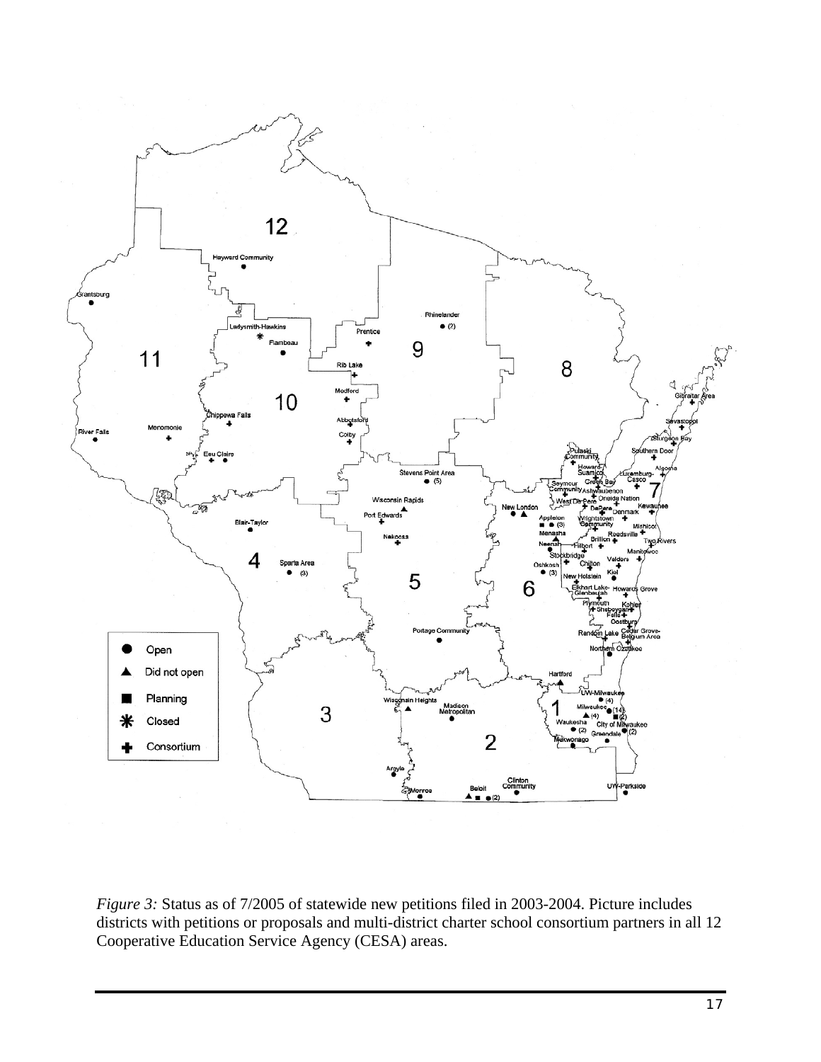*Figure 3:* Status as of 7/2005 of statewide new petitions filed in 2003-2004. Picture includes districts with petitions or proposals and multi-district charter school consortium partners in all 12 Cooperative Education Service Agency (CESA) areas.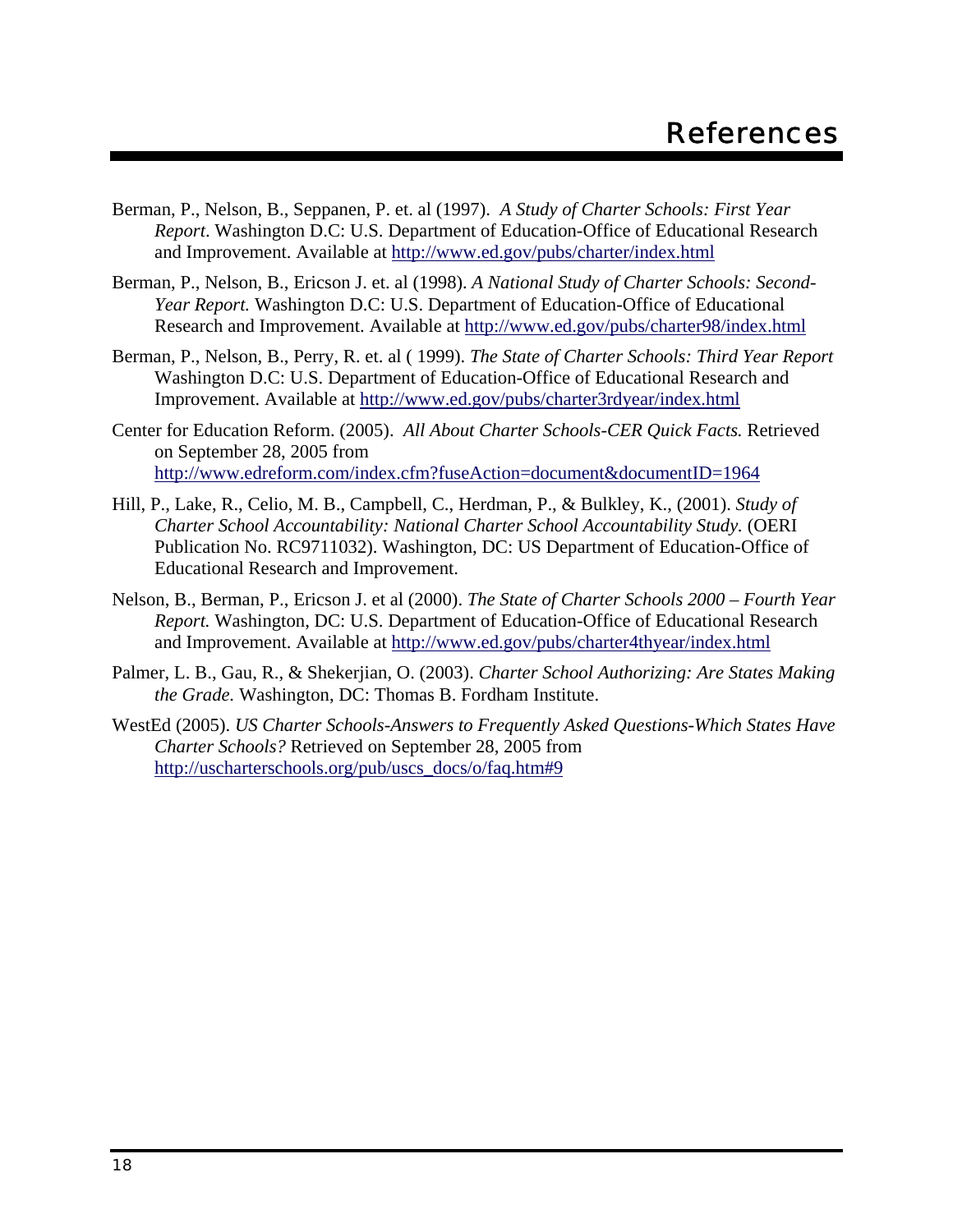# References

Berman, P., Nelson, B., Seppanen, P. et. al (1997). *A Study of Charter Schools: First Year Report*. Washington D.C: U.S. Department of Education-Office of Educational Research and Improvement. Available at http://www.ed.gov/pubs/charter/index.html

Berman, P., Nelson, B., Ericson J. et. al (1998). *A National Study of Charter Schools: Second-Year Report.* Washington D.C: U.S. Department of Education-Office of Educational Research and Improvement. Available at http://www.ed.gov/pubs/charter98/index.html

Berman, P., Nelson, B., Perry, R. et. al ( 1999). *The State of Charter Schools: Third Year Report* Washington D.C: U.S. Department of Education-Office of Educational Research and Improvement. Available at http://www.ed.gov/pubs/charter3rdyear/index.html

Center for Education Reform. (2005). *All About Charter Schools-CER Quick Facts.* Retrieved on September 28, 2005 from http://www.edreform.com/index.cfm?fuseAction=document&documentID=1964

Hill, P., Lake, R., Celio, M. B., Campbell, C., Herdman, P., & Bulkley, K., (2001). *Study of Charter School Accountability: National Charter School Accountability Study.* (OERI Publication No. RC9711032). Washington, DC: US Department of Education-Office of Educational Research and Improvement.

Nelson, B., Berman, P., Ericson J. et al (2000). *The State of Charter Schools 2000 – Fourth Year Report.* Washington, DC: U.S. Department of Education-Office of Educational Research and Improvement. Available at http://www.ed.gov/pubs/charter4thyear/index.html

Palmer, L. B., Gau, R., & Shekerjian, O. (2003). *Charter School Authorizing: Are States Making the Grade.* Washington, DC: Thomas B. Fordham Institute.

WestEd (2005). *US Charter Schools-Answers to Frequently Asked Questions-Which States Have Charter Schools?* Retrieved on September 28, 2005 from http://uscharterschools.org/pub/uscs_docs/o/faq.htm#9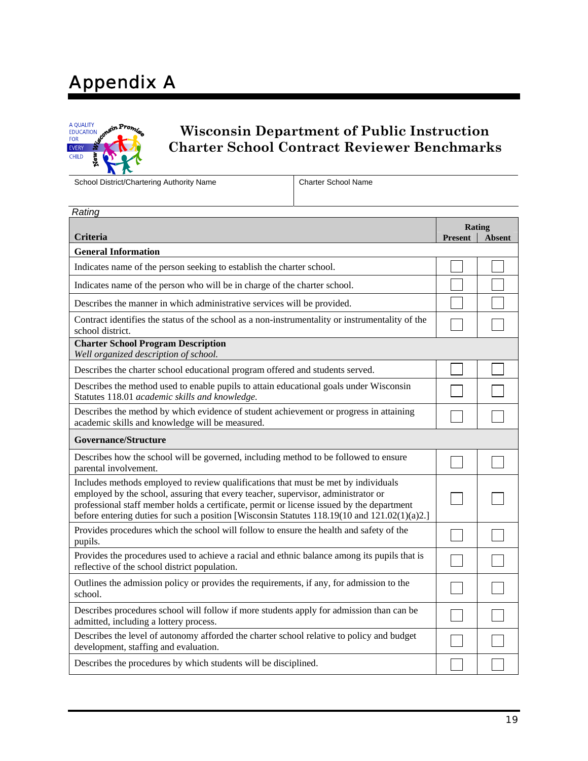# Appendix A

A QUALITY EDUCATION FOR EVERY CHILD — New Wisconsin Promise

## Wisconsin Department of Public Instruction Charter School Contract Reviewer Benchmarks

| School District/Chartering Authority Name | Charter School Name |
|---|---|
| | |

*Rating*

| Criteria | Rating Present | Rating Absent |
|---|---|---|
| **General Information** | | |
| Indicates name of the person seeking to establish the charter school. | ☐ | ☐ |
| Indicates name of the person who will be in charge of the charter school. | ☐ | ☐ |
| Describes the manner in which administrative services will be provided. | ☐ | ☐ |
| Contract identifies the status of the school as a non-instrumentality or instrumentality of the school district. | ☐ | ☐ |
| **Charter School Program Description** *Well organized description of school.* | | |
| Describes the charter school educational program offered and students served. | ☐ | ☐ |
| Describes the method used to enable pupils to attain educational goals under Wisconsin Statutes 118.01 *academic skills and knowledge.* | ☐ | ☐ |
| Describes the method by which evidence of student achievement or progress in attaining academic skills and knowledge will be measured. | ☐ | ☐ |
| **Governance/Structure** | | |
| Describes how the school will be governed, including method to be followed to ensure parental involvement. | ☐ | ☐ |
| Includes methods employed to review qualifications that must be met by individuals employed by the school, assuring that every teacher, supervisor, administrator or professional staff member holds a certificate, permit or license issued by the department before entering duties for such a position [Wisconsin Statutes 118.19(10 and 121.02(1)(a)2.] | ☐ | ☐ |
| Provides procedures which the school will follow to ensure the health and safety of the pupils. | ☐ | ☐ |
| Provides the procedures used to achieve a racial and ethnic balance among its pupils that is reflective of the school district population. | ☐ | ☐ |
| Outlines the admission policy or provides the requirements, if any, for admission to the school. | ☐ | ☐ |
| Describes procedures school will follow if more students apply for admission than can be admitted, including a lottery process. | ☐ | ☐ |
| Describes the level of autonomy afforded the charter school relative to policy and budget development, staffing and evaluation. | ☐ | ☐ |
| Describes the procedures by which students will be disciplined. | ☐ | ☐ |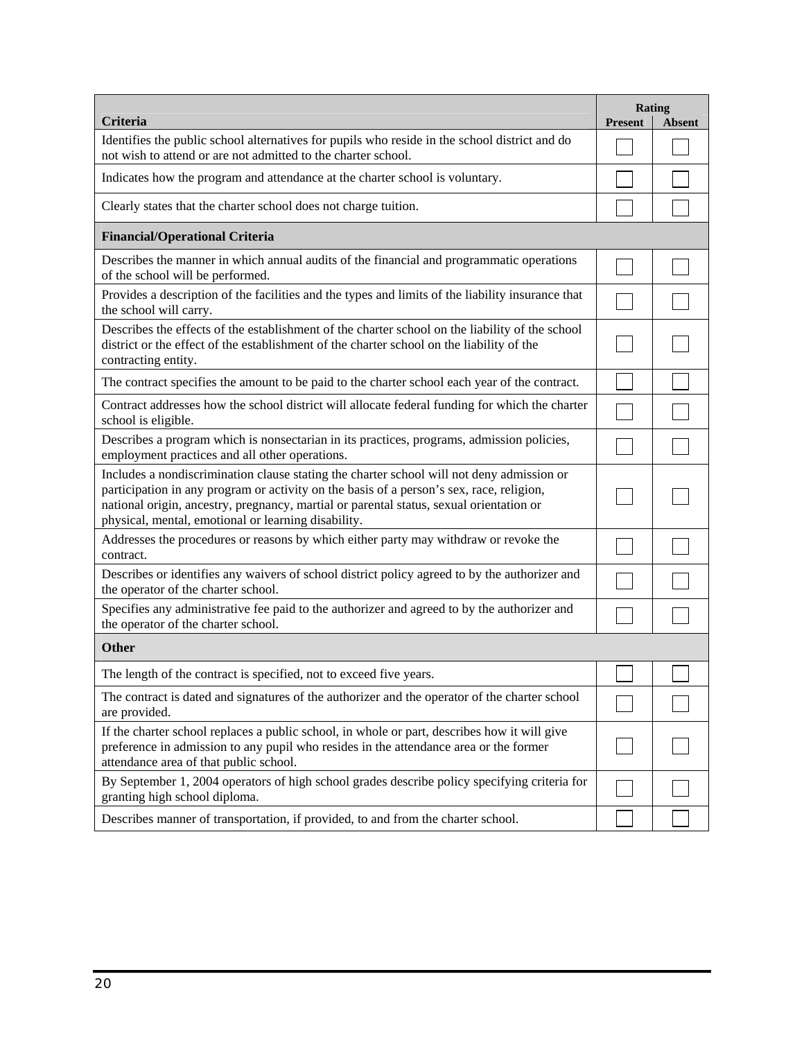| Criteria | Rating | |
|---|---|---|
| | Present | Absent |
| Identifies the public school alternatives for pupils who reside in the school district and do not wish to attend or are not admitted to the charter school. | ☐ | ☐ |
| Indicates how the program and attendance at the charter school is voluntary. | ☐ | ☐ |
| Clearly states that the charter school does not charge tuition. | ☐ | ☐ |
| **Financial/Operational Criteria** | | |
| Describes the manner in which annual audits of the financial and programmatic operations of the school will be performed. | ☐ | ☐ |
| Provides a description of the facilities and the types and limits of the liability insurance that the school will carry. | ☐ | ☐ |
| Describes the effects of the establishment of the charter school on the liability of the school district or the effect of the establishment of the charter school on the liability of the contracting entity. | ☐ | ☐ |
| The contract specifies the amount to be paid to the charter school each year of the contract. | ☐ | ☐ |
| Contract addresses how the school district will allocate federal funding for which the charter school is eligible. | ☐ | ☐ |
| Describes a program which is nonsectarian in its practices, programs, admission policies, employment practices and all other operations. | ☐ | ☐ |
| Includes a nondiscrimination clause stating the charter school will not deny admission or participation in any program or activity on the basis of a person's sex, race, religion, national origin, ancestry, pregnancy, martial or parental status, sexual orientation or physical, mental, emotional or learning disability. | ☐ | ☐ |
| Addresses the procedures or reasons by which either party may withdraw or revoke the contract. | ☐ | ☐ |
| Describes or identifies any waivers of school district policy agreed to by the authorizer and the operator of the charter school. | ☐ | ☐ |
| Specifies any administrative fee paid to the authorizer and agreed to by the authorizer and the operator of the charter school. | ☐ | ☐ |
| **Other** | | |
| The length of the contract is specified, not to exceed five years. | ☐ | ☐ |
| The contract is dated and signatures of the authorizer and the operator of the charter school are provided. | ☐ | ☐ |
| If the charter school replaces a public school, in whole or part, describes how it will give preference in admission to any pupil who resides in the attendance area or the former attendance area of that public school. | ☐ | ☐ |
| By September 1, 2004 operators of high school grades describe policy specifying criteria for granting high school diploma. | ☐ | ☐ |
| Describes manner of transportation, if provided, to and from the charter school. | ☐ | ☐ |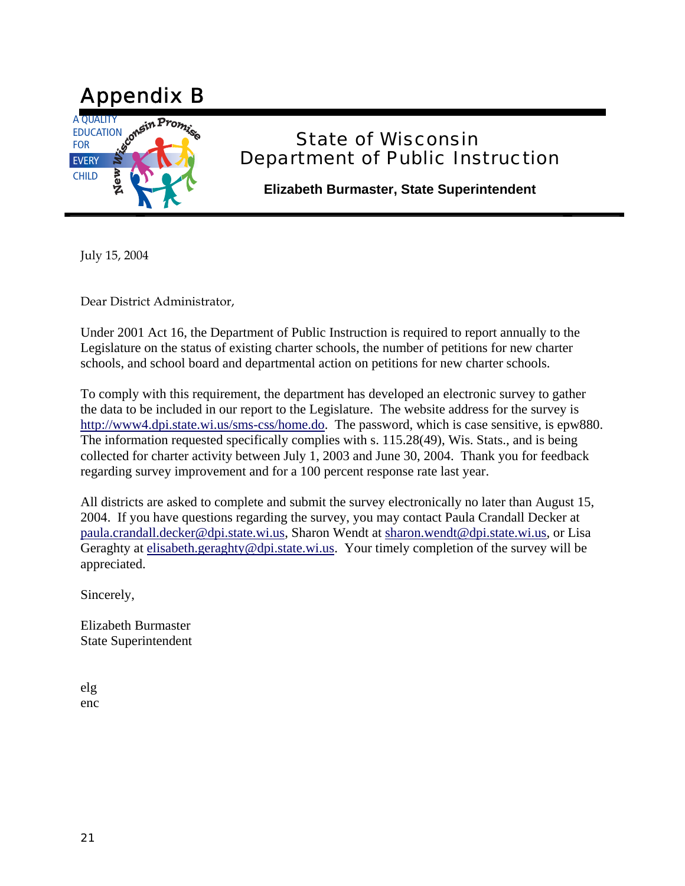# Appendix B

A QUALITY EDUCATION FOR EVERY CHILD

New Wisconsin Promise

## State of Wisconsin
## Department of Public Instruction

**Elizabeth Burmaster, State Superintendent**

July 15, 2004

Dear District Administrator,

Under 2001 Act 16, the Department of Public Instruction is required to report annually to the Legislature on the status of existing charter schools, the number of petitions for new charter schools, and school board and departmental action on petitions for new charter schools.

To comply with this requirement, the department has developed an electronic survey to gather the data to be included in our report to the Legislature. The website address for the survey is http://www4.dpi.state.wi.us/sms-css/home.do. The password, which is case sensitive, is epw880. The information requested specifically complies with s. 115.28(49), Wis. Stats., and is being collected for charter activity between July 1, 2003 and June 30, 2004. Thank you for feedback regarding survey improvement and for a 100 percent response rate last year.

All districts are asked to complete and submit the survey electronically no later than August 15, 2004. If you have questions regarding the survey, you may contact Paula Crandall Decker at paula.crandall.decker@dpi.state.wi.us, Sharon Wendt at sharon.wendt@dpi.state.wi.us, or Lisa Geraghty at elisabeth.geraghty@dpi.state.wi.us. Your timely completion of the survey will be appreciated.

Sincerely,

Elizabeth Burmaster
State Superintendent

elg
enc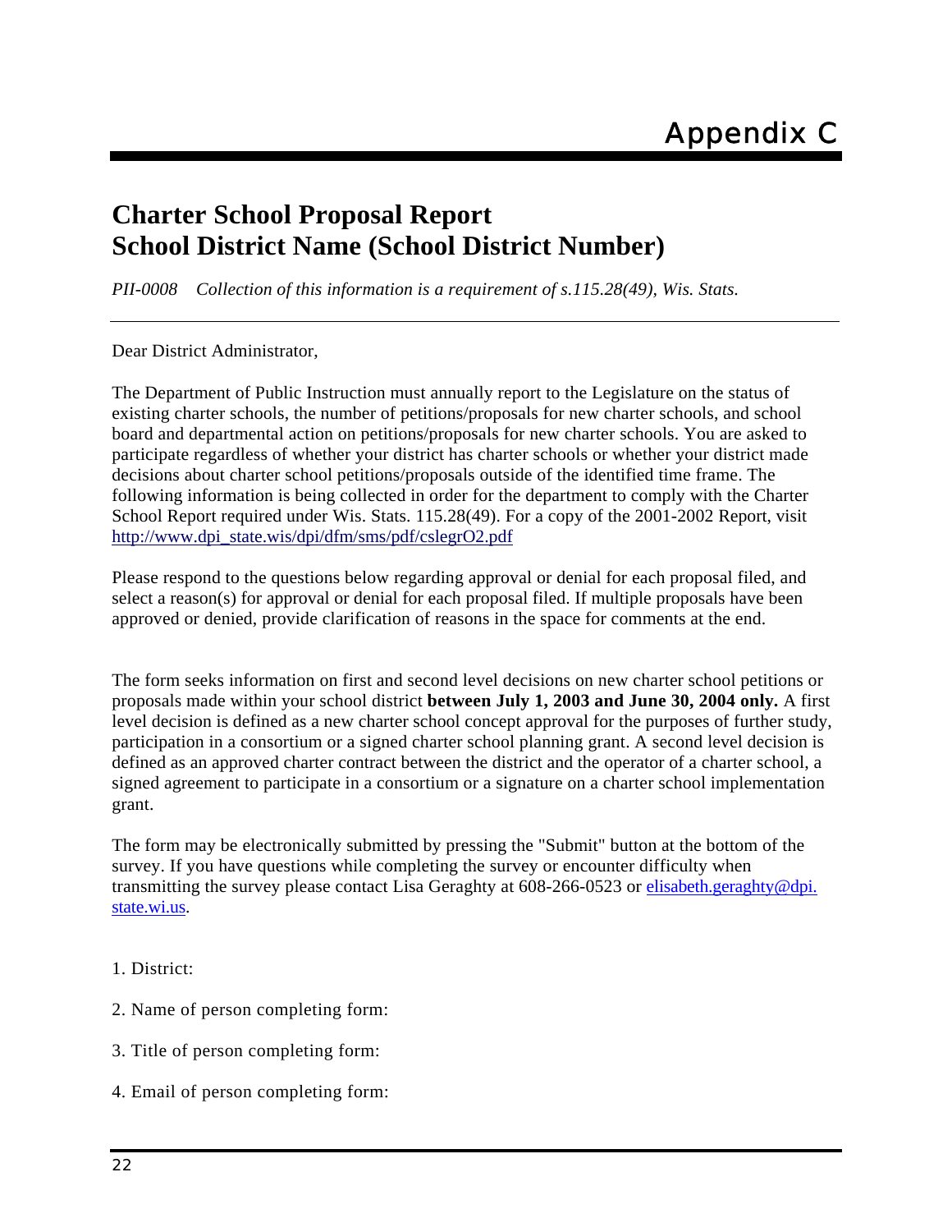# Appendix C

## Charter School Proposal Report
## School District Name (School District Number)

*PII-0008 Collection of this information is a requirement of s.115.28(49), Wis. Stats.*

---

Dear District Administrator,

The Department of Public Instruction must annually report to the Legislature on the status of existing charter schools, the number of petitions/proposals for new charter schools, and school board and departmental action on petitions/proposals for new charter schools. You are asked to participate regardless of whether your district has charter schools or whether your district made decisions about charter school petitions/proposals outside of the identified time frame. The following information is being collected in order for the department to comply with the Charter School Report required under Wis. Stats. 115.28(49). For a copy of the 2001-2002 Report, visit http://www.dpi_state.wis/dpi/dfm/sms/pdf/cslegrO2.pdf

Please respond to the questions below regarding approval or denial for each proposal filed, and select a reason(s) for approval or denial for each proposal filed. If multiple proposals have been approved or denied, provide clarification of reasons in the space for comments at the end.

The form seeks information on first and second level decisions on new charter school petitions or proposals made within your school district **between July 1, 2003 and June 30, 2004 only.** A first level decision is defined as a new charter school concept approval for the purposes of further study, participation in a consortium or a signed charter school planning grant. A second level decision is defined as an approved charter contract between the district and the operator of a charter school, a signed agreement to participate in a consortium or a signature on a charter school implementation grant.

The form may be electronically submitted by pressing the "Submit" button at the bottom of the survey. If you have questions while completing the survey or encounter difficulty when transmitting the survey please contact Lisa Geraghty at 608-266-0523 or elisabeth.geraghty@dpi.state.wi.us.

1. District:

2. Name of person completing form:

3. Title of person completing form:

4. Email of person completing form: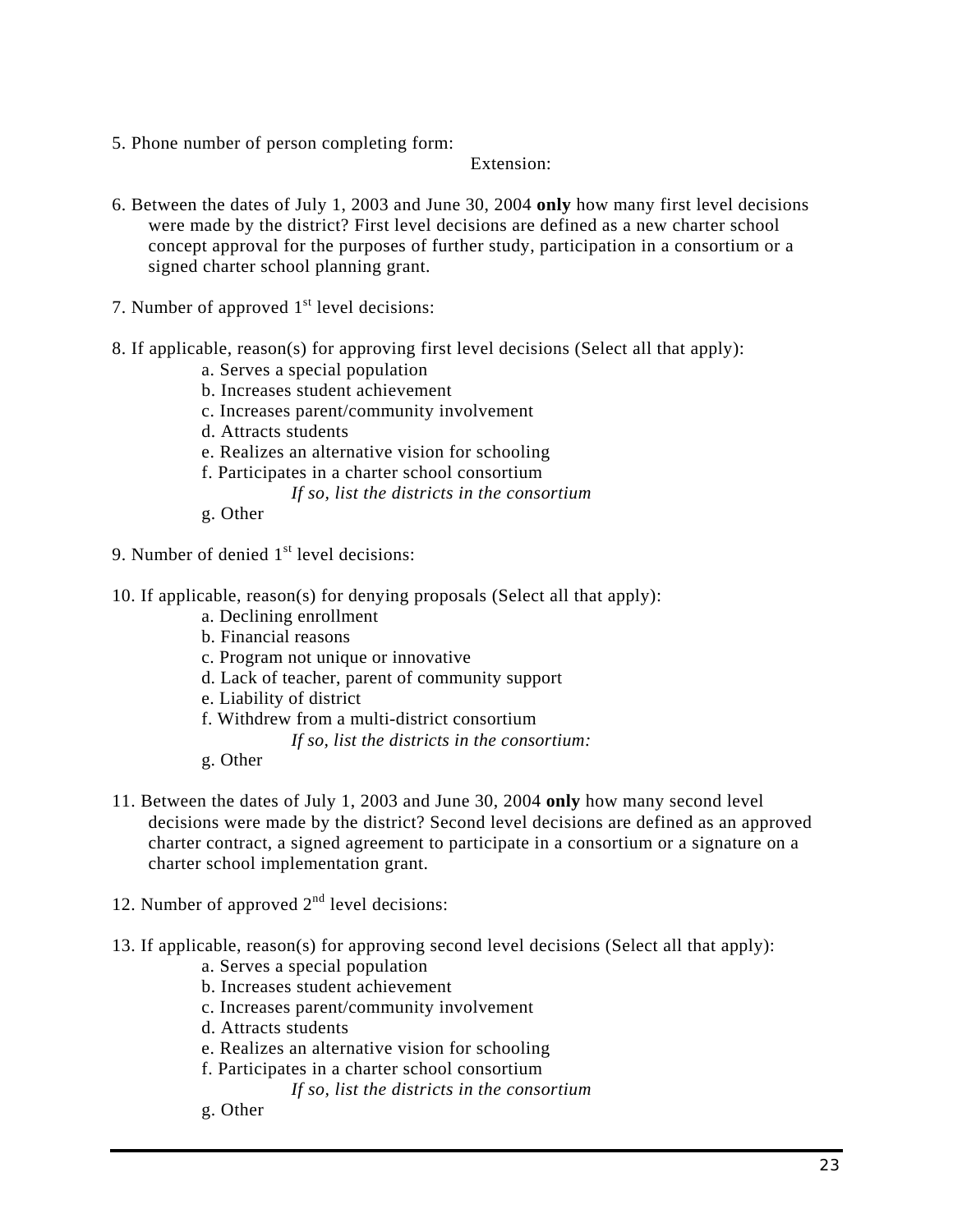5. Phone number of person completing form:

Extension:

6. Between the dates of July 1, 2003 and June 30, 2004 **only** how many first level decisions were made by the district? First level decisions are defined as a new charter school concept approval for the purposes of further study, participation in a consortium or a signed charter school planning grant.

7. Number of approved 1st level decisions:

8. If applicable, reason(s) for approving first level decisions (Select all that apply):

   a. Serves a special population
   b. Increases student achievement
   c. Increases parent/community involvement
   d. Attracts students
   e. Realizes an alternative vision for schooling
   f. Participates in a charter school consortium
      *If so, list the districts in the consortium*
   g. Other

9. Number of denied 1st level decisions:

10. If applicable, reason(s) for denying proposals (Select all that apply):

    a. Declining enrollment
    b. Financial reasons
    c. Program not unique or innovative
    d. Lack of teacher, parent of community support
    e. Liability of district
    f. Withdrew from a multi-district consortium
       *If so, list the districts in the consortium:*
    g. Other

11. Between the dates of July 1, 2003 and June 30, 2004 **only** how many second level decisions were made by the district? Second level decisions are defined as an approved charter contract, a signed agreement to participate in a consortium or a signature on a charter school implementation grant.

12. Number of approved 2nd level decisions:

13. If applicable, reason(s) for approving second level decisions (Select all that apply):

    a. Serves a special population
    b. Increases student achievement
    c. Increases parent/community involvement
    d. Attracts students
    e. Realizes an alternative vision for schooling
    f. Participates in a charter school consortium
       *If so, list the districts in the consortium*
    g. Other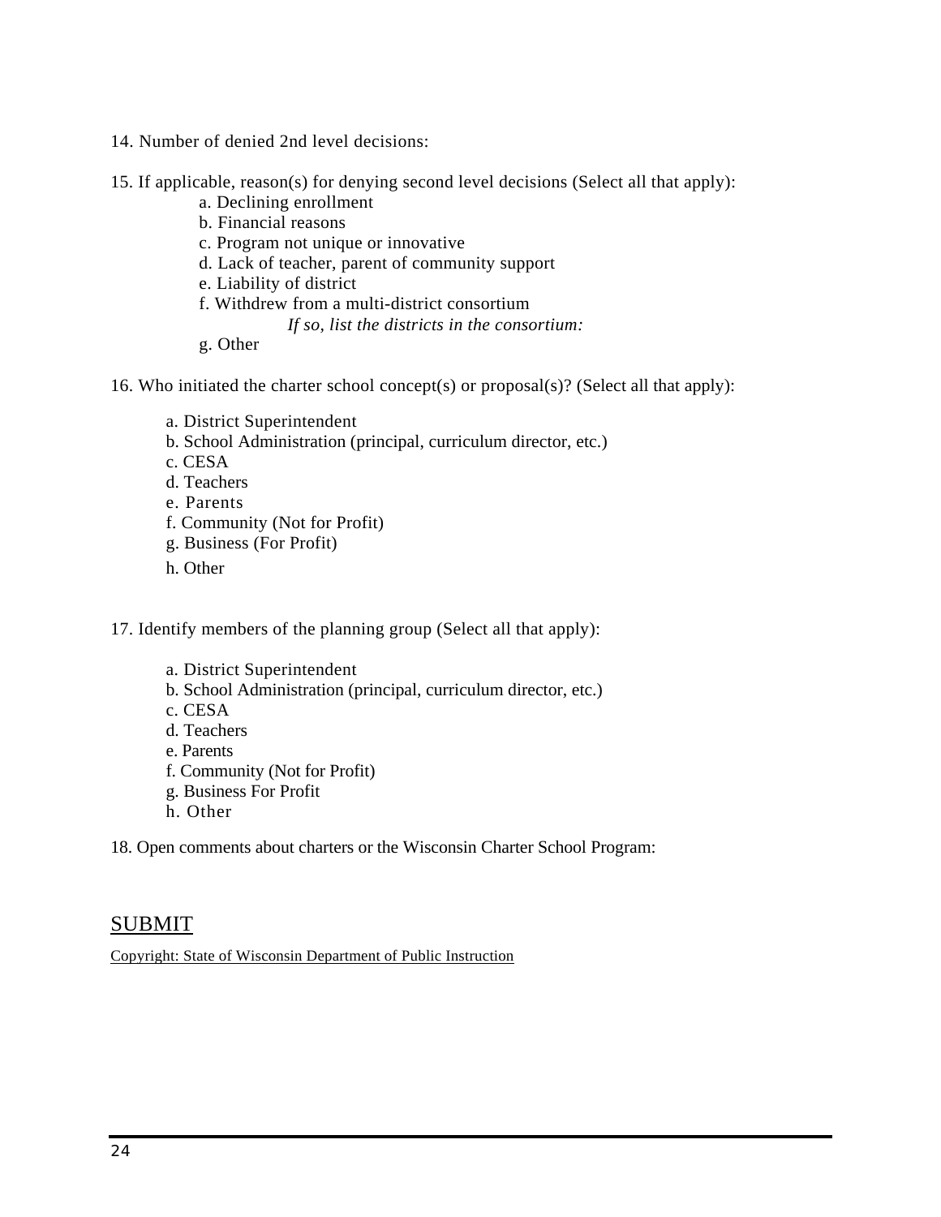14. Number of denied 2nd level decisions:

15. If applicable, reason(s) for denying second level decisions (Select all that apply):
    - a. Declining enrollment
    - b. Financial reasons
    - c. Program not unique or innovative
    - d. Lack of teacher, parent of community support
    - e. Liability of district
    - f. Withdrew from a multi-district consortium
        - *If so, list the districts in the consortium:*
    - g. Other

16. Who initiated the charter school concept(s) or proposal(s)? (Select all that apply):
    - a. District Superintendent
    - b. School Administration (principal, curriculum director, etc.)
    - c. CESA
    - d. Teachers
    - e. Parents
    - f. Community (Not for Profit)
    - g. Business (For Profit)
    - h. Other

17. Identify members of the planning group (Select all that apply):
    - a. District Superintendent
    - b. School Administration (principal, curriculum director, etc.)
    - c. CESA
    - d. Teachers
    - e. Parents
    - f. Community (Not for Profit)
    - g. Business For Profit
    - h. Other

18. Open comments about charters or the Wisconsin Charter School Program:

SUBMIT

Copyright: State of Wisconsin Department of Public Instruction